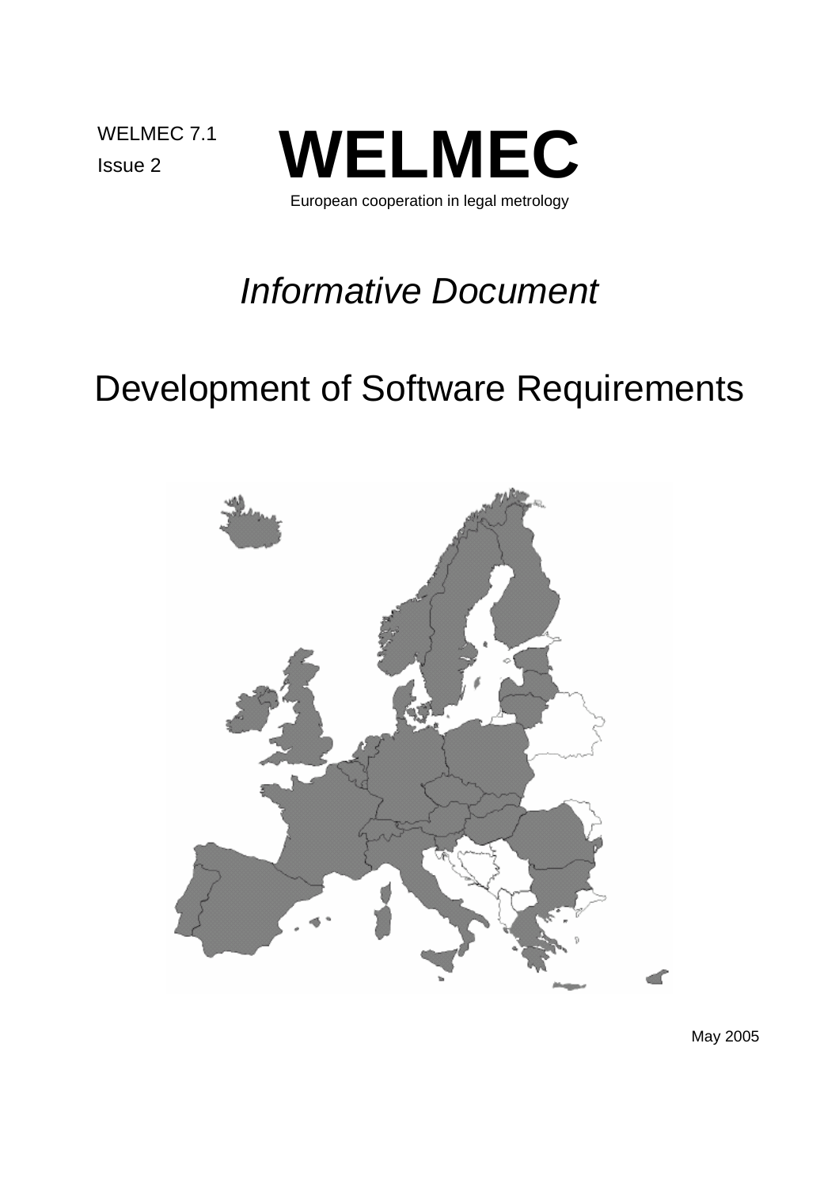WELMEC 7.1

Issue 2

# WELMEC

European cooperation in legal metrology

*Informative Document*

## Development of Software Requirements

May 2005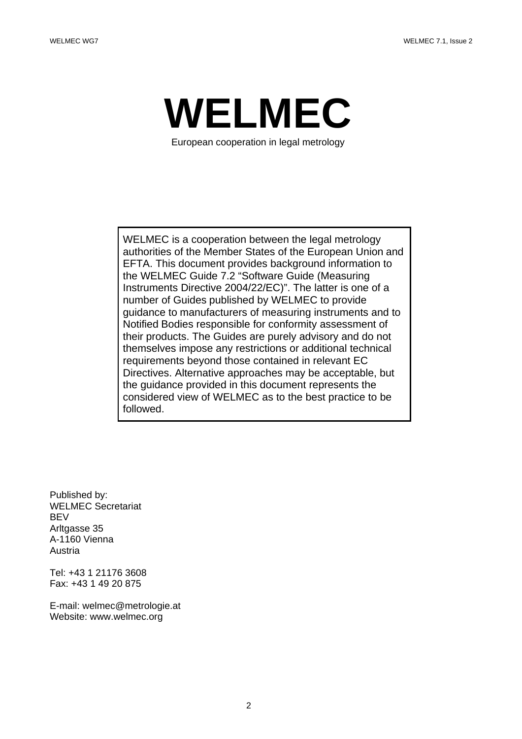# WELMEC

European cooperation in legal metrology

WELMEC is a cooperation between the legal metrology authorities of the Member States of the European Union and EFTA. This document provides background information to the WELMEC Guide 7.2 “Software Guide (Measuring Instruments Directive 2004/22/EC)”. The latter is one of a number of Guides published by WELMEC to provide guidance to manufacturers of measuring instruments and to Notified Bodies responsible for conformity assessment of their products. The Guides are purely advisory and do not themselves impose any restrictions or additional technical requirements beyond those contained in relevant EC Directives. Alternative approaches may be acceptable, but the guidance provided in this document represents the considered view of WELMEC as to the best practice to be followed.

Published by:
WELMEC Secretariat
BEV
Arltgasse 35
A-1160 Vienna
Austria

Tel: +43 1 21176 3608
Fax: +43 1 49 20 875

E-mail: welmec@metrologie.at
Website: www.welmec.org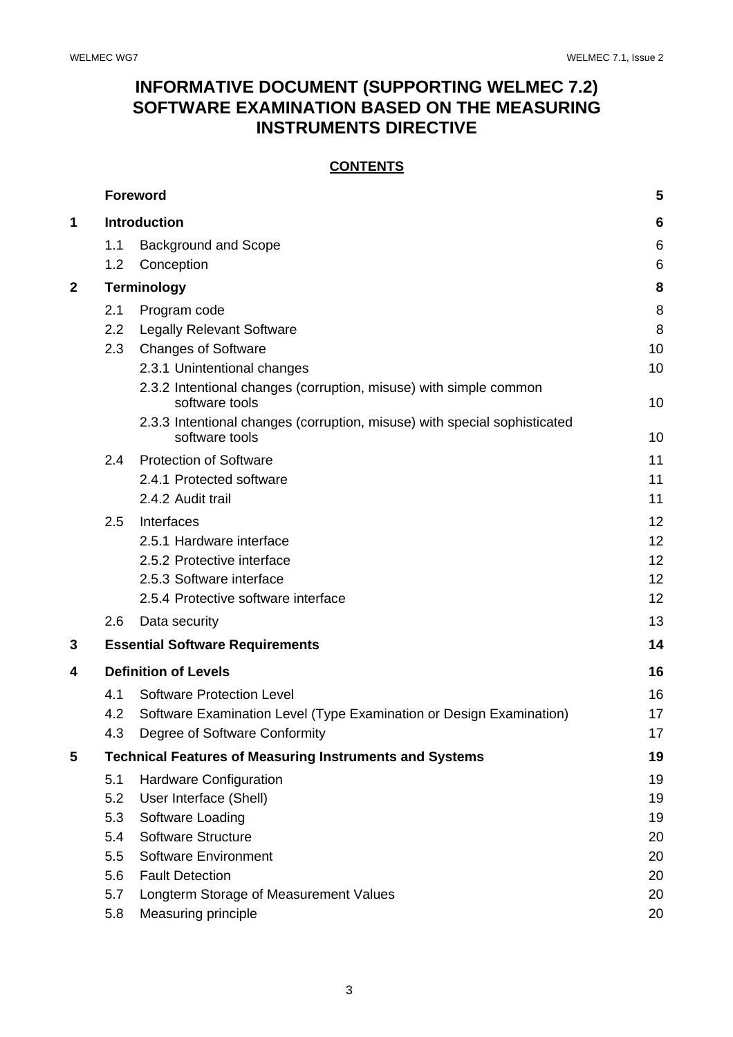# INFORMATIVE DOCUMENT (SUPPORTING WELMEC 7.2) SOFTWARE EXAMINATION BASED ON THE MEASURING INSTRUMENTS DIRECTIVE

**CONTENTS**

| | | | |
|---|---|---|---|
| | **Foreword** | | **5** |
| **1** | **Introduction** | | **6** |
| | 1.1 | Background and Scope | 6 |
| | 1.2 | Conception | 6 |
| **2** | **Terminology** | | **8** |
| | 2.1 | Program code | 8 |
| | 2.2 | Legally Relevant Software | 8 |
| | 2.3 | Changes of Software | 10 |
| | | 2.3.1 Unintentional changes | 10 |
| | | 2.3.2 Intentional changes (corruption, misuse) with simple common software tools | 10 |
| | | 2.3.3 Intentional changes (corruption, misuse) with special sophisticated software tools | 10 |
| | 2.4 | Protection of Software | 11 |
| | | 2.4.1 Protected software | 11 |
| | | 2.4.2 Audit trail | 11 |
| | 2.5 | Interfaces | 12 |
| | | 2.5.1 Hardware interface | 12 |
| | | 2.5.2 Protective interface | 12 |
| | | 2.5.3 Software interface | 12 |
| | | 2.5.4 Protective software interface | 12 |
| | 2.6 | Data security | 13 |
| **3** | **Essential Software Requirements** | | **14** |
| **4** | **Definition of Levels** | | **16** |
| | 4.1 | Software Protection Level | 16 |
| | 4.2 | Software Examination Level (Type Examination or Design Examination) | 17 |
| | 4.3 | Degree of Software Conformity | 17 |
| **5** | **Technical Features of Measuring Instruments and Systems** | | **19** |
| | 5.1 | Hardware Configuration | 19 |
| | 5.2 | User Interface (Shell) | 19 |
| | 5.3 | Software Loading | 19 |
| | 5.4 | Software Structure | 20 |
| | 5.5 | Software Environment | 20 |
| | 5.6 | Fault Detection | 20 |
| | 5.7 | Longterm Storage of Measurement Values | 20 |
| | 5.8 | Measuring principle | 20 |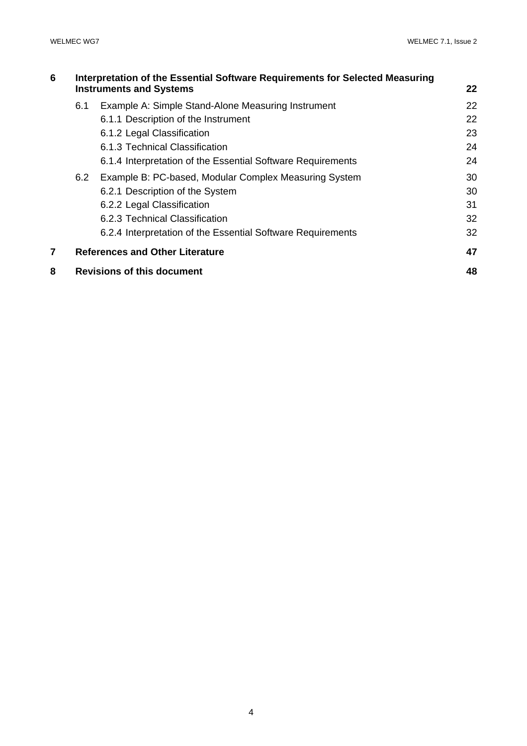| | | | |
|---|---|---|---|
| **6** | **Interpretation of the Essential Software Requirements for Selected Measuring Instruments and Systems** | | **22** |
| | 6.1 | Example A: Simple Stand-Alone Measuring Instrument | 22 |
| | | 6.1.1 Description of the Instrument | 22 |
| | | 6.1.2 Legal Classification | 23 |
| | | 6.1.3 Technical Classification | 24 |
| | | 6.1.4 Interpretation of the Essential Software Requirements | 24 |
| | 6.2 | Example B: PC-based, Modular Complex Measuring System | 30 |
| | | 6.2.1 Description of the System | 30 |
| | | 6.2.2 Legal Classification | 31 |
| | | 6.2.3 Technical Classification | 32 |
| | | 6.2.4 Interpretation of the Essential Software Requirements | 32 |
| **7** | **References and Other Literature** | | **47** |
| **8** | **Revisions of this document** | | **48** |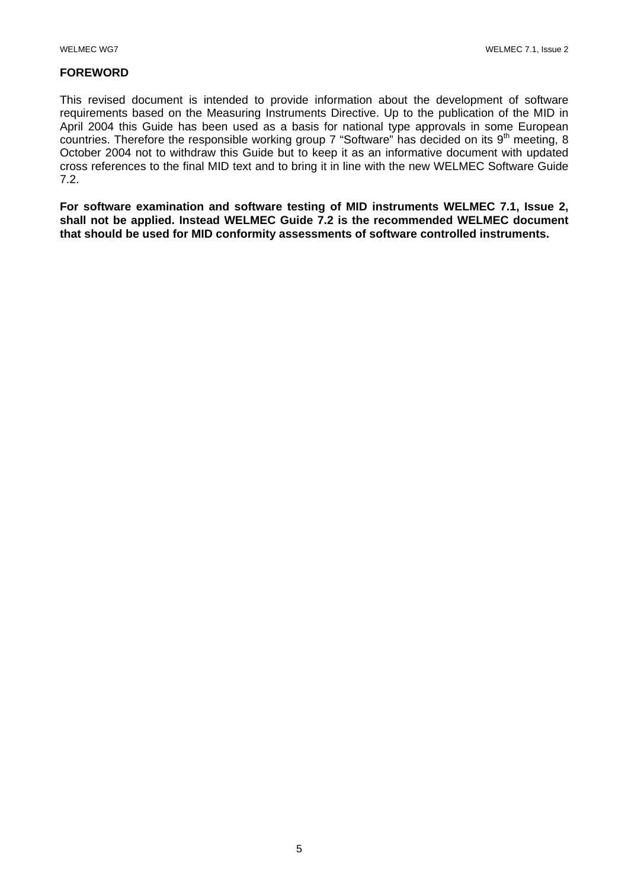**FOREWORD**

This revised document is intended to provide information about the development of software requirements based on the Measuring Instruments Directive. Up to the publication of the MID in April 2004 this Guide has been used as a basis for national type approvals in some European countries. Therefore the responsible working group 7 “Software” has decided on its 9th meeting, 8 October 2004 not to withdraw this Guide but to keep it as an informative document with updated cross references to the final MID text and to bring it in line with the new WELMEC Software Guide 7.2.

**For software examination and software testing of MID instruments WELMEC 7.1, Issue 2, shall not be applied. Instead WELMEC Guide 7.2 is the recommended WELMEC document that should be used for MID conformity assessments of software controlled instruments.**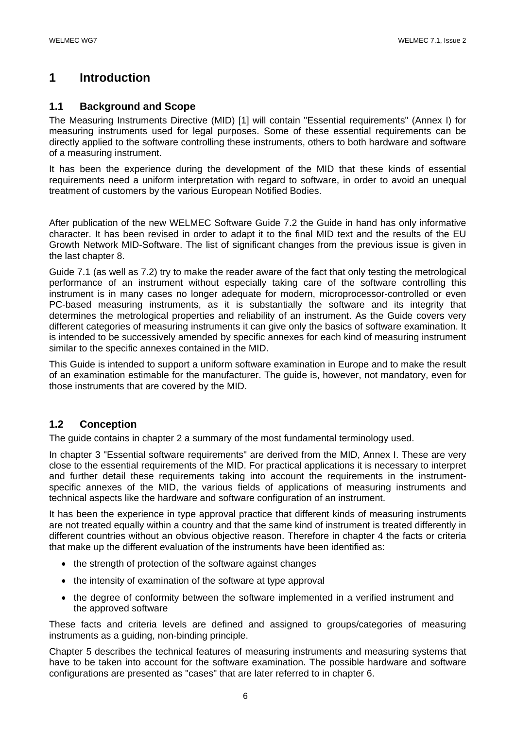# 1 Introduction

## 1.1 Background and Scope

The Measuring Instruments Directive (MID) [1] will contain "Essential requirements" (Annex I) for measuring instruments used for legal purposes. Some of these essential requirements can be directly applied to the software controlling these instruments, others to both hardware and software of a measuring instrument.

It has been the experience during the development of the MID that these kinds of essential requirements need a uniform interpretation with regard to software, in order to avoid an unequal treatment of customers by the various European Notified Bodies.

After publication of the new WELMEC Software Guide 7.2 the Guide in hand has only informative character. It has been revised in order to adapt it to the final MID text and the results of the EU Growth Network MID-Software. The list of significant changes from the previous issue is given in the last chapter 8.

Guide 7.1 (as well as 7.2) try to make the reader aware of the fact that only testing the metrological performance of an instrument without especially taking care of the software controlling this instrument is in many cases no longer adequate for modern, microprocessor-controlled or even PC-based measuring instruments, as it is substantially the software and its integrity that determines the metrological properties and reliability of an instrument. As the Guide covers very different categories of measuring instruments it can give only the basics of software examination. It is intended to be successively amended by specific annexes for each kind of measuring instrument similar to the specific annexes contained in the MID.

This Guide is intended to support a uniform software examination in Europe and to make the result of an examination estimable for the manufacturer. The guide is, however, not mandatory, even for those instruments that are covered by the MID.

## 1.2 Conception

The guide contains in chapter 2 a summary of the most fundamental terminology used.

In chapter 3 "Essential software requirements" are derived from the MID, Annex I. These are very close to the essential requirements of the MID. For practical applications it is necessary to interpret and further detail these requirements taking into account the requirements in the instrument-specific annexes of the MID, the various fields of applications of measuring instruments and technical aspects like the hardware and software configuration of an instrument.

It has been the experience in type approval practice that different kinds of measuring instruments are not treated equally within a country and that the same kind of instrument is treated differently in different countries without an obvious objective reason. Therefore in chapter 4 the facts or criteria that make up the different evaluation of the instruments have been identified as:

- the strength of protection of the software against changes
- the intensity of examination of the software at type approval
- the degree of conformity between the software implemented in a verified instrument and the approved software

These facts and criteria levels are defined and assigned to groups/categories of measuring instruments as a guiding, non-binding principle.

Chapter 5 describes the technical features of measuring instruments and measuring systems that have to be taken into account for the software examination. The possible hardware and software configurations are presented as "cases" that are later referred to in chapter 6.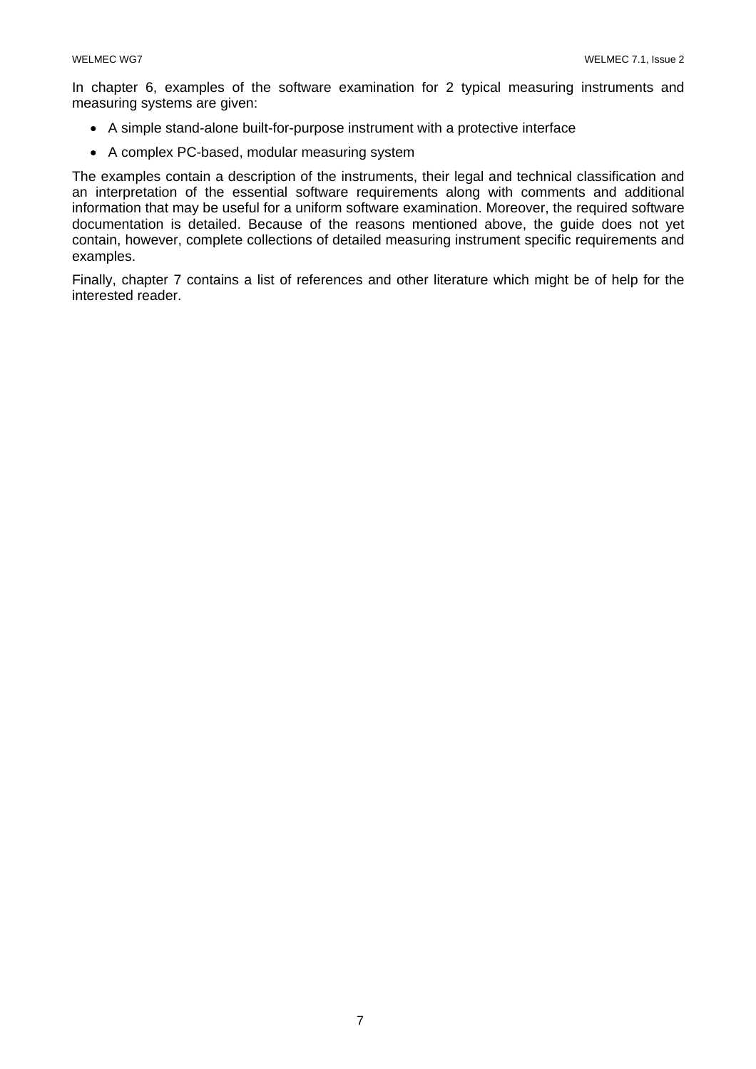In chapter 6, examples of the software examination for 2 typical measuring instruments and measuring systems are given:

- A simple stand-alone built-for-purpose instrument with a protective interface
- A complex PC-based, modular measuring system

The examples contain a description of the instruments, their legal and technical classification and an interpretation of the essential software requirements along with comments and additional information that may be useful for a uniform software examination. Moreover, the required software documentation is detailed. Because of the reasons mentioned above, the guide does not yet contain, however, complete collections of detailed measuring instrument specific requirements and examples.

Finally, chapter 7 contains a list of references and other literature which might be of help for the interested reader.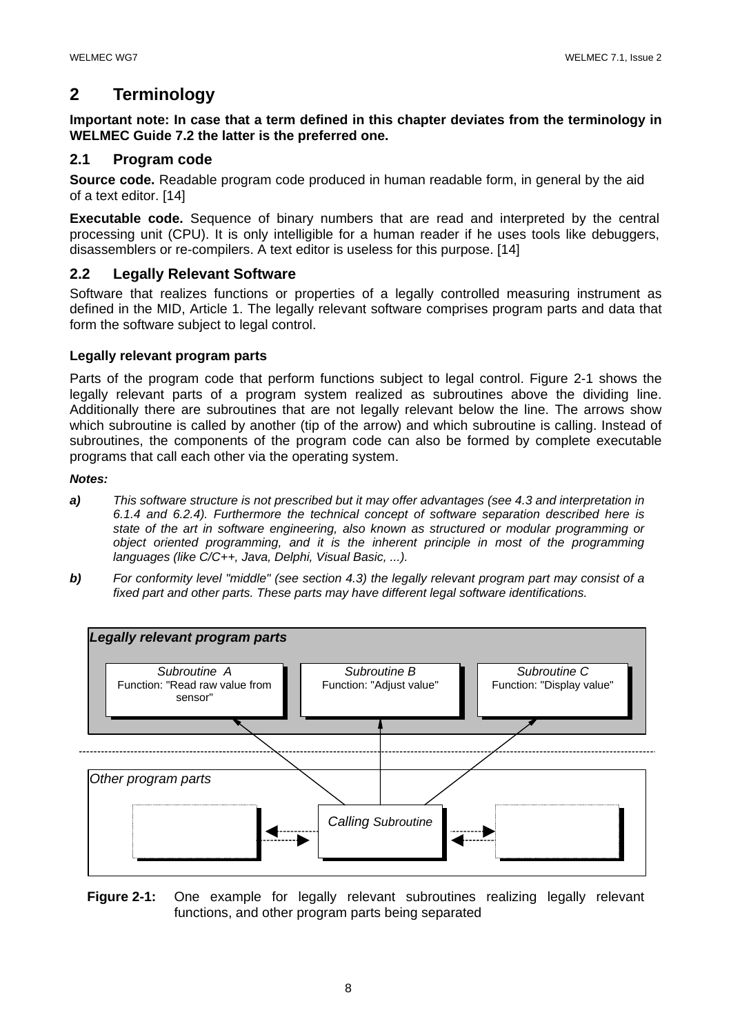# 2 Terminology

**Important note: In case that a term defined in this chapter deviates from the terminology in WELMEC Guide 7.2 the latter is the preferred one.**

## 2.1 Program code

**Source code.** Readable program code produced in human readable form, in general by the aid of a text editor. [14]

**Executable code.** Sequence of binary numbers that are read and interpreted by the central processing unit (CPU). It is only intelligible for a human reader if he uses tools like debuggers, disassemblers or re-compilers. A text editor is useless for this purpose. [14]

## 2.2 Legally Relevant Software

Software that realizes functions or properties of a legally controlled measuring instrument as defined in the MID, Article 1. The legally relevant software comprises program parts and data that form the software subject to legal control.

### Legally relevant program parts

Parts of the program code that perform functions subject to legal control. Figure 2-1 shows the legally relevant parts of a program system realized as subroutines above the dividing line. Additionally there are subroutines that are not legally relevant below the line. The arrows show which subroutine is called by another (tip of the arrow) and which subroutine is calling. Instead of subroutines, the components of the program code can also be formed by complete executable programs that call each other via the operating system.

***Notes:***

***a)*** *This software structure is not prescribed but it may offer advantages (see 4.3 and interpretation in 6.1.4 and 6.2.4). Furthermore the technical concept of software separation described here is state of the art in software engineering, also known as structured or modular programming or object oriented programming, and it is the inherent principle in most of the programming languages (like C/C++, Java, Delphi, Visual Basic, ...).*

***b)*** *For conformity level "middle" (see section 4.3) the legally relevant program part may consist of a fixed part and other parts. These parts may have different legal software identifications.*

***Legally relevant program parts***

*Subroutine A* — Function: "Read raw value from sensor"

*Subroutine B* — Function: "Adjust value"

*Subroutine C* — Function: "Display value"

*Other program parts*

*Calling Subroutine*

**Figure 2-1:** One example for legally relevant subroutines realizing legally relevant functions, and other program parts being separated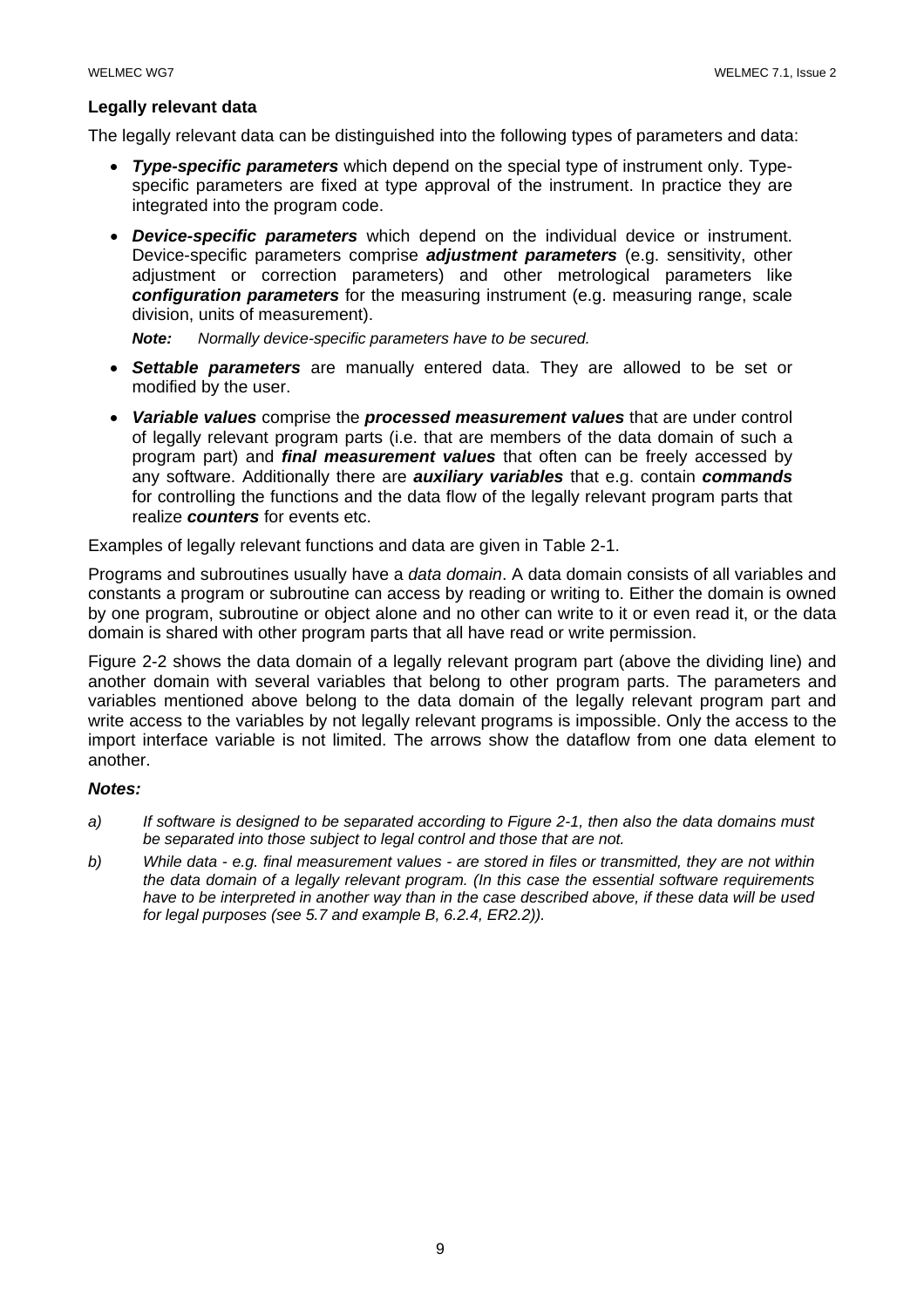**Legally relevant data**

The legally relevant data can be distinguished into the following types of parameters and data:

- ***Type-specific parameters*** which depend on the special type of instrument only. Type-specific parameters are fixed at type approval of the instrument. In practice they are integrated into the program code.
- ***Device-specific parameters*** which depend on the individual device or instrument. Device-specific parameters comprise ***adjustment parameters*** (e.g. sensitivity, other adjustment or correction parameters) and other metrological parameters like ***configuration parameters*** for the measuring instrument (e.g. measuring range, scale division, units of measurement).

  ***Note:*** *Normally device-specific parameters have to be secured.*

- ***Settable parameters*** are manually entered data. They are allowed to be set or modified by the user.
- ***Variable values*** comprise the ***processed measurement values*** that are under control of legally relevant program parts (i.e. that are members of the data domain of such a program part) and ***final measurement values*** that often can be freely accessed by any software. Additionally there are ***auxiliary variables*** that e.g. contain ***commands*** for controlling the functions and the data flow of the legally relevant program parts that realize ***counters*** for events etc.

Examples of legally relevant functions and data are given in Table 2-1.

Programs and subroutines usually have a *data domain*. A data domain consists of all variables and constants a program or subroutine can access by reading or writing to. Either the domain is owned by one program, subroutine or object alone and no other can write to it or even read it, or the data domain is shared with other program parts that all have read or write permission.

Figure 2-2 shows the data domain of a legally relevant program part (above the dividing line) and another domain with several variables that belong to other program parts. The parameters and variables mentioned above belong to the data domain of the legally relevant program part and write access to the variables by not legally relevant programs is impossible. Only the access to the import interface variable is not limited. The arrows show the dataflow from one data element to another.

***Notes:***

*a) If software is designed to be separated according to Figure 2-1, then also the data domains must be separated into those subject to legal control and those that are not.*

*b) While data - e.g. final measurement values - are stored in files or transmitted, they are not within the data domain of a legally relevant program. (In this case the essential software requirements have to be interpreted in another way than in the case described above, if these data will be used for legal purposes (see 5.7 and example B, 6.2.4, ER2.2)).*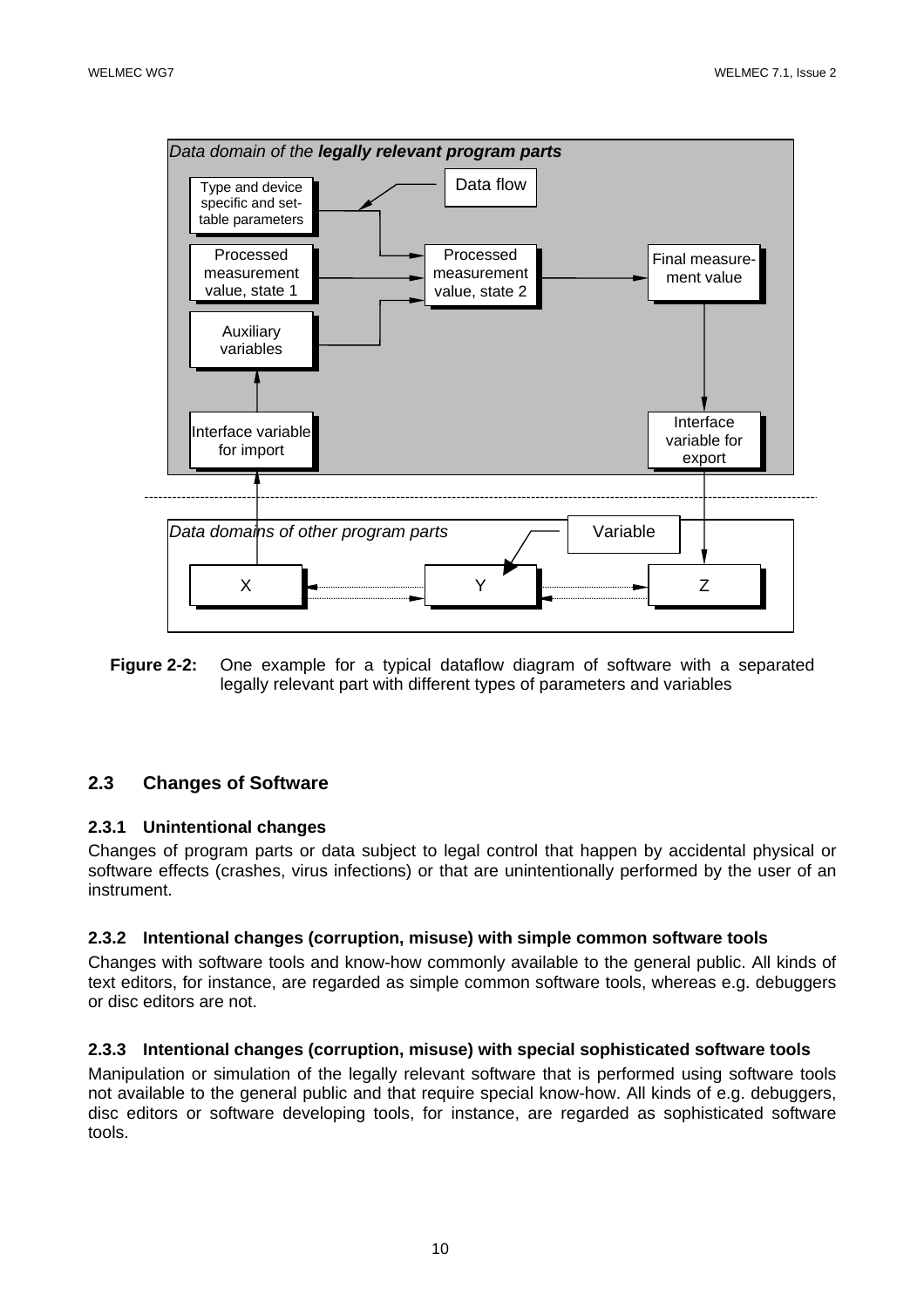Data domain of the **legally relevant program parts**

Type and device specific and settable parameters

Data flow

Processed measurement value, state 1

Processed measurement value, state 2

Final measurement value

Auxiliary variables

Interface variable for import

Interface variable for export

Data domains of other program parts

Variable

X

Y

Z

**Figure 2-2:** One example for a typical dataflow diagram of software with a separated legally relevant part with different types of parameters and variables

## 2.3 Changes of Software

### 2.3.1 Unintentional changes

Changes of program parts or data subject to legal control that happen by accidental physical or software effects (crashes, virus infections) or that are unintentionally performed by the user of an instrument.

### 2.3.2 Intentional changes (corruption, misuse) with simple common software tools

Changes with software tools and know-how commonly available to the general public. All kinds of text editors, for instance, are regarded as simple common software tools, whereas e.g. debuggers or disc editors are not.

### 2.3.3 Intentional changes (corruption, misuse) with special sophisticated software tools

Manipulation or simulation of the legally relevant software that is performed using software tools not available to the general public and that require special know-how. All kinds of e.g. debuggers, disc editors or software developing tools, for instance, are regarded as sophisticated software tools.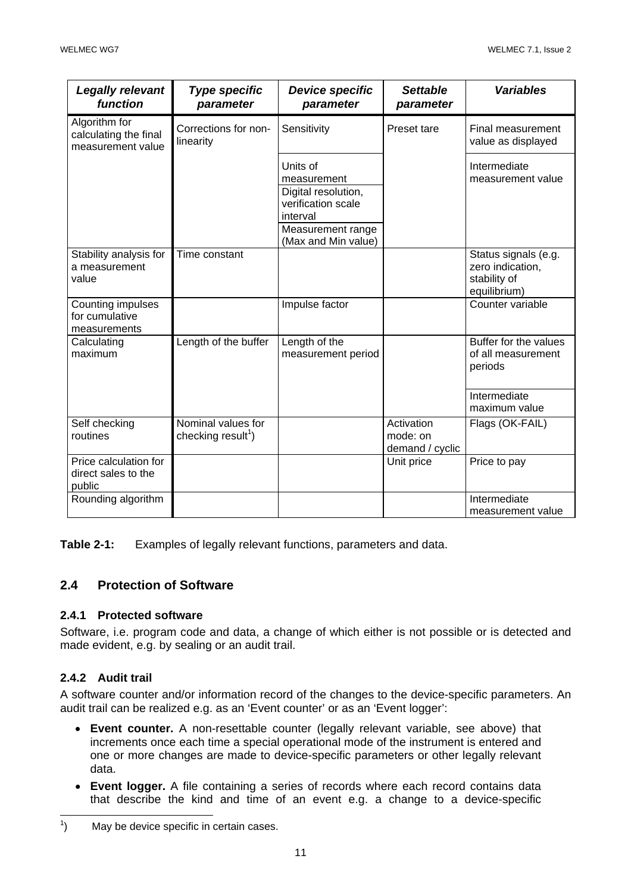| *Legally relevant function* | *Type specific parameter* | *Device specific parameter* | *Settable parameter* | *Variables* |
|---|---|---|---|---|
| Algorithm for calculating the final measurement value | Corrections for non-linearity | Sensitivity | Preset tare | Final measurement value as displayed |
| | | Units of measurement | | Intermediate measurement value |
| | | Digital resolution, verification scale interval | | |
| | | Measurement range (Max and Min value) | | |
| Stability analysis for a measurement value | Time constant | | | Status signals (e.g. zero indication, stability of equilibrium) |
| Counting impulses for cumulative measurements | | Impulse factor | | Counter variable |
| Calculating maximum | Length of the buffer | Length of the measurement period | | Buffer for the values of all measurement periods |
| | | | | Intermediate maximum value |
| Self checking routines | Nominal values for checking result[1]) | | Activation mode: on demand / cyclic | Flags (OK-FAIL) |
| Price calculation for direct sales to the public | | | Unit price | Price to pay |
| Rounding algorithm | | | | Intermediate measurement value |

**Table 2-1:** Examples of legally relevant functions, parameters and data.

## 2.4 Protection of Software

### 2.4.1 Protected software

Software, i.e. program code and data, a change of which either is not possible or is detected and made evident, e.g. by sealing or an audit trail.

### 2.4.2 Audit trail

A software counter and/or information record of the changes to the device-specific parameters. An audit trail can be realized e.g. as an 'Event counter' or as an 'Event logger':

- **Event counter.** A non-resettable counter (legally relevant variable, see above) that increments once each time a special operational mode of the instrument is entered and one or more changes are made to device-specific parameters or other legally relevant data.
- **Event logger.** A file containing a series of records where each record contains data that describe the kind and time of an event e.g. a change to a device-specific

[1]) May be device specific in certain cases.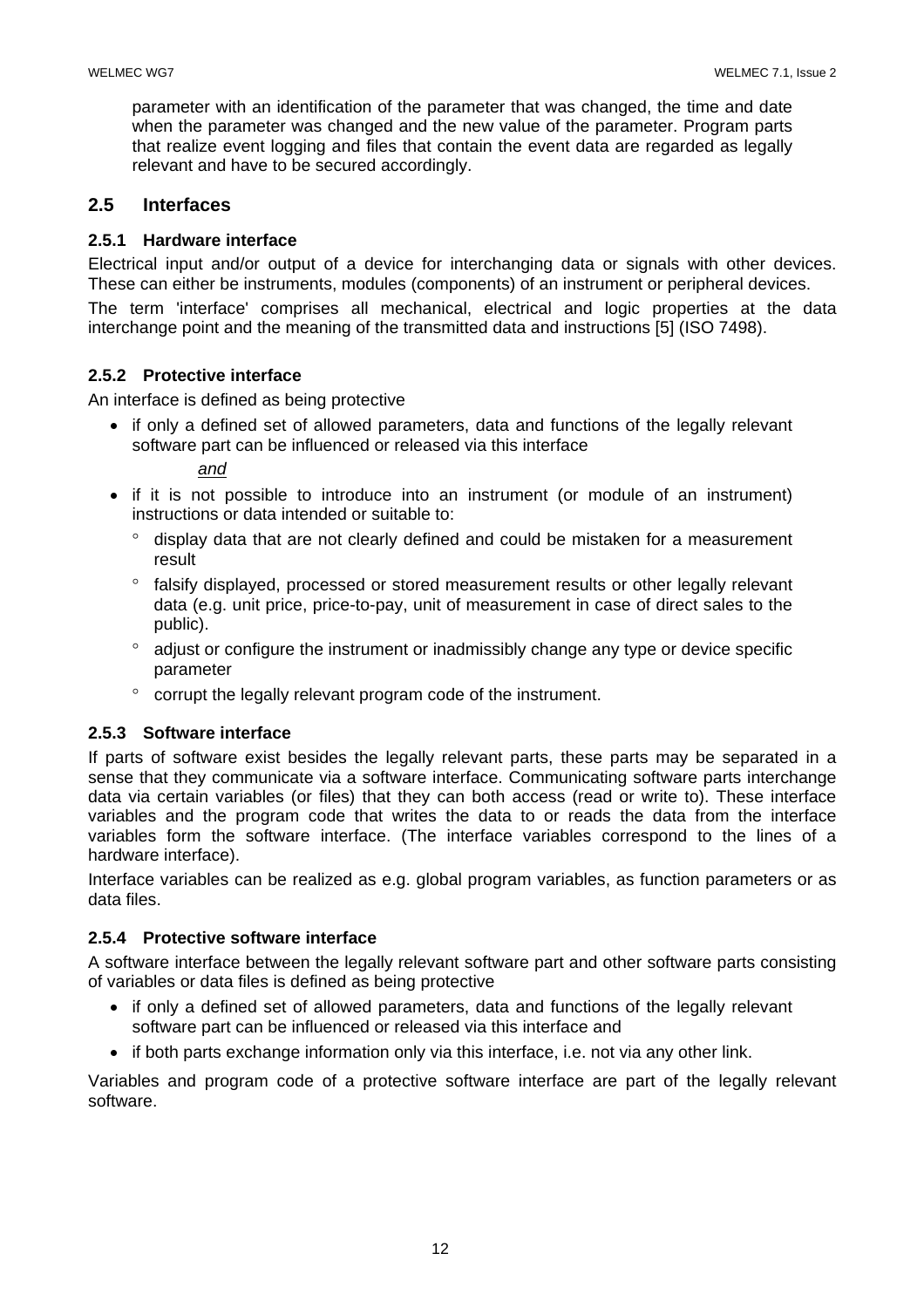parameter with an identification of the parameter that was changed, the time and date when the parameter was changed and the new value of the parameter. Program parts that realize event logging and files that contain the event data are regarded as legally relevant and have to be secured accordingly.

## 2.5 Interfaces

### 2.5.1 Hardware interface

Electrical input and/or output of a device for interchanging data or signals with other devices. These can either be instruments, modules (components) of an instrument or peripheral devices.

The term 'interface' comprises all mechanical, electrical and logic properties at the data interchange point and the meaning of the transmitted data and instructions [5] (ISO 7498).

### 2.5.2 Protective interface

An interface is defined as being protective

- if only a defined set of allowed parameters, data and functions of the legally relevant software part can be influenced or released via this interface

  *and*

- if it is not possible to introduce into an instrument (or module of an instrument) instructions or data intended or suitable to:
  - display data that are not clearly defined and could be mistaken for a measurement result
  - falsify displayed, processed or stored measurement results or other legally relevant data (e.g. unit price, price-to-pay, unit of measurement in case of direct sales to the public).
  - adjust or configure the instrument or inadmissibly change any type or device specific parameter
  - corrupt the legally relevant program code of the instrument.

### 2.5.3 Software interface

If parts of software exist besides the legally relevant parts, these parts may be separated in a sense that they communicate via a software interface. Communicating software parts interchange data via certain variables (or files) that they can both access (read or write to). These interface variables and the program code that writes the data to or reads the data from the interface variables form the software interface. (The interface variables correspond to the lines of a hardware interface).

Interface variables can be realized as e.g. global program variables, as function parameters or as data files.

### 2.5.4 Protective software interface

A software interface between the legally relevant software part and other software parts consisting of variables or data files is defined as being protective

- if only a defined set of allowed parameters, data and functions of the legally relevant software part can be influenced or released via this interface and
- if both parts exchange information only via this interface, i.e. not via any other link.

Variables and program code of a protective software interface are part of the legally relevant software.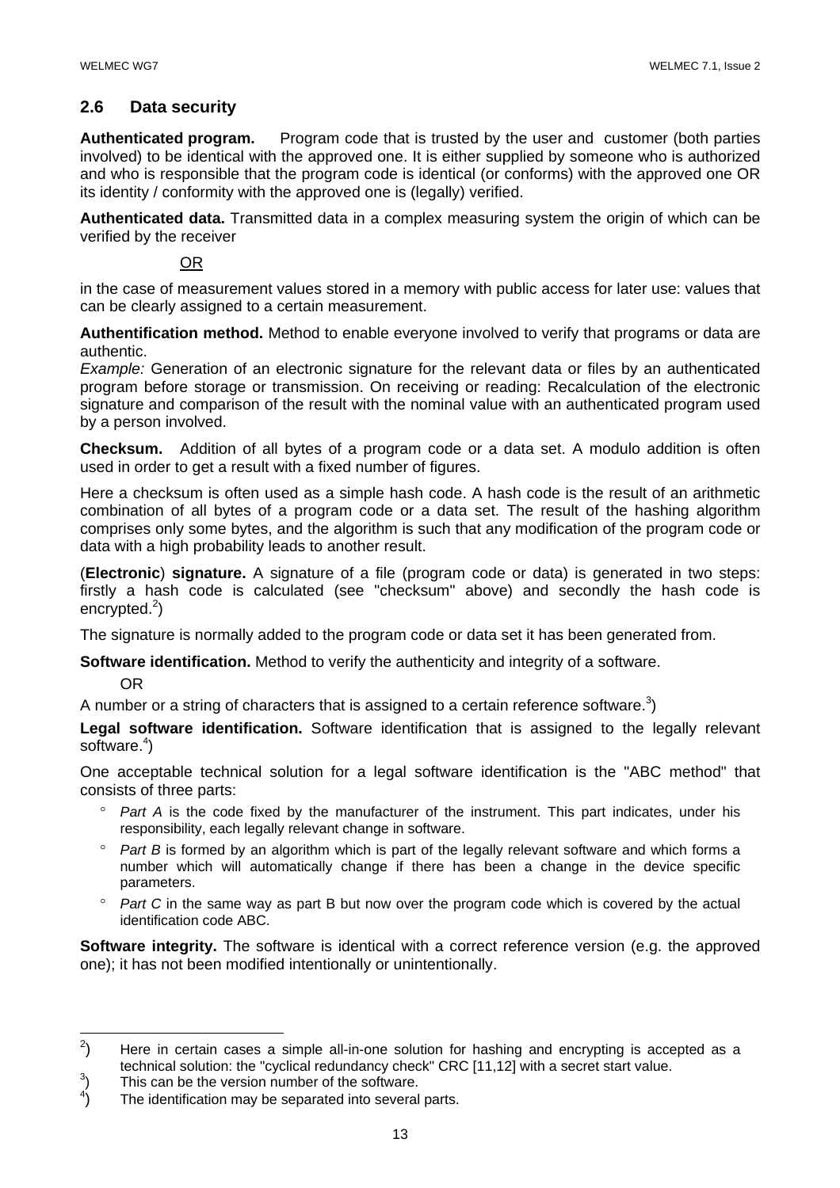## 2.6 Data security

**Authenticated program.** Program code that is trusted by the user and customer (both parties involved) to be identical with the approved one. It is either supplied by someone who is authorized and who is responsible that the program code is identical (or conforms) with the approved one OR its identity / conformity with the approved one is (legally) verified.

**Authenticated data.** Transmitted data in a complex measuring system the origin of which can be verified by the receiver

OR

in the case of measurement values stored in a memory with public access for later use: values that can be clearly assigned to a certain measurement.

**Authentification method.** Method to enable everyone involved to verify that programs or data are authentic.
*Example:* Generation of an electronic signature for the relevant data or files by an authenticated program before storage or transmission. On receiving or reading: Recalculation of the electronic signature and comparison of the result with the nominal value with an authenticated program used by a person involved.

**Checksum.** Addition of all bytes of a program code or a data set. A modulo addition is often used in order to get a result with a fixed number of figures.

Here a checksum is often used as a simple hash code. A hash code is the result of an arithmetic combination of all bytes of a program code or a data set. The result of the hashing algorithm comprises only some bytes, and the algorithm is such that any modification of the program code or data with a high probability leads to another result.

(**Electronic**) **signature.** A signature of a file (program code or data) is generated in two steps: firstly a hash code is calculated (see "checksum" above) and secondly the hash code is encrypted.[2])

The signature is normally added to the program code or data set it has been generated from.

**Software identification.** Method to verify the authenticity and integrity of a software.

OR

A number or a string of characters that is assigned to a certain reference software.[3])

**Legal software identification.** Software identification that is assigned to the legally relevant software.[4])

One acceptable technical solution for a legal software identification is the "ABC method" that consists of three parts:

- *Part A* is the code fixed by the manufacturer of the instrument. This part indicates, under his responsibility, each legally relevant change in software.
- *Part B* is formed by an algorithm which is part of the legally relevant software and which forms a number which will automatically change if there has been a change in the device specific parameters.
- *Part C* in the same way as part B but now over the program code which is covered by the actual identification code ABC.

**Software integrity.** The software is identical with a correct reference version (e.g. the approved one); it has not been modified intentionally or unintentionally.

---

[2]) Here in certain cases a simple all-in-one solution for hashing and encrypting is accepted as a technical solution: the "cyclical redundancy check" CRC [11,12] with a secret start value.

[3]) This can be the version number of the software.

[4]) The identification may be separated into several parts.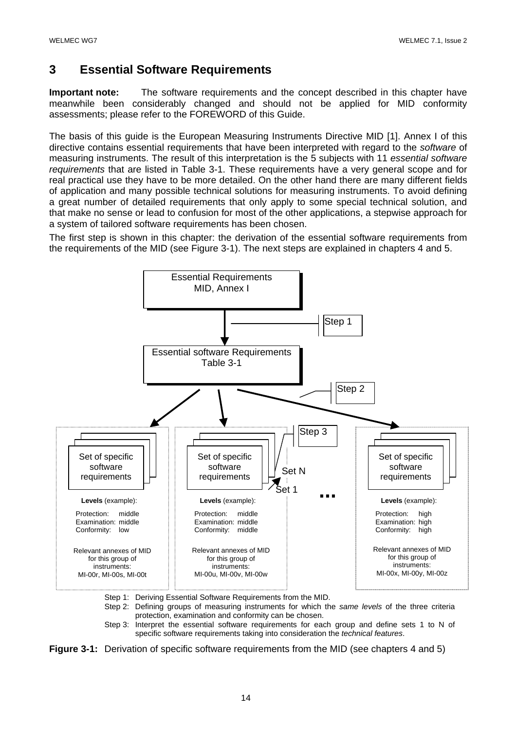# 3 Essential Software Requirements

**Important note:** The software requirements and the concept described in this chapter have meanwhile been considerably changed and should not be applied for MID conformity assessments; please refer to the FOREWORD of this Guide.

The basis of this guide is the European Measuring Instruments Directive MID [1]. Annex I of this directive contains essential requirements that have been interpreted with regard to the *software* of measuring instruments. The result of this interpretation is the 5 subjects with 11 *essential software requirements* that are listed in Table 3-1. These requirements have a very general scope and for real practical use they have to be more detailed. On the other hand there are many different fields of application and many possible technical solutions for measuring instruments. To avoid defining a great number of detailed requirements that only apply to some special technical solution, and that make no sense or lead to confusion for most of the other applications, a stepwise approach for a system of tailored software requirements has been chosen.

The first step is shown in this chapter: the derivation of the essential software requirements from the requirements of the MID (see Figure 3-1). The next steps are explained in chapters 4 and 5.

Essential Requirements MID, Annex I

Step 1

Essential software Requirements Table 3-1

Step 2

Step 3

| Set of specific software requirements | Set of specific software requirements (Set 1 … Set N) | … | Set of specific software requirements |
|---|---|---|---|
| **Levels** (example): Protection: middle, Examination: middle, Conformity: low | **Levels** (example): Protection: middle, Examination: middle, Conformity: middle | | **Levels** (example): Protection: high, Examination: high, Conformity: high |
| Relevant annexes of MID for this group of instruments: MI-00r, MI-00s, MI-00t | Relevant annexes of MID for this group of instruments: MI-00u, MI-00v, MI-00w | | Relevant annexes of MID for this group of instruments: MI-00x, MI-00y, MI-00z |

Step 1: Deriving Essential Software Requirements from the MID.

Step 2: Defining groups of measuring instruments for which the *same levels* of the three criteria protection, examination and conformity can be chosen.

Step 3: Interpret the essential software requirements for each group and define sets 1 to N of specific software requirements taking into consideration the *technical features*.

**Figure 3-1:** Derivation of specific software requirements from the MID (see chapters 4 and 5)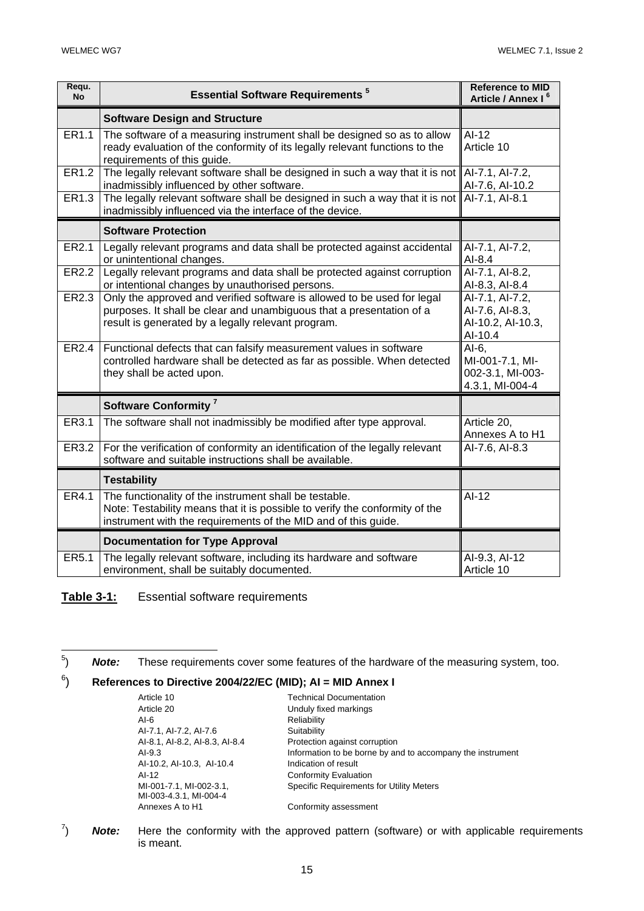| Requ. No | Essential Software Requirements [5] | Reference to MID Article / Annex I [6] |
|---|---|---|
| | **Software Design and Structure** | |
| ER1.1 | The software of a measuring instrument shall be designed so as to allow ready evaluation of the conformity of its legally relevant functions to the requirements of this guide. | AI-12<br>Article 10 |
| ER1.2 | The legally relevant software shall be designed in such a way that it is not inadmissibly influenced by other software. | AI-7.1, AI-7.2, AI-7.6, AI-10.2 |
| ER1.3 | The legally relevant software shall be designed in such a way that it is not inadmissibly influenced via the interface of the device. | AI-7.1, AI-8.1 |
| | **Software Protection** | |
| ER2.1 | Legally relevant programs and data shall be protected against accidental or unintentional changes. | AI-7.1, AI-7.2, AI-8.4 |
| ER2.2 | Legally relevant programs and data shall be protected against corruption or intentional changes by unauthorised persons. | AI-7.1, AI-8.2, AI-8.3, AI-8.4 |
| ER2.3 | Only the approved and verified software is allowed to be used for legal purposes. It shall be clear and unambiguous that a presentation of a result is generated by a legally relevant program. | AI-7.1, AI-7.2, AI-7.6, AI-8.3, AI-10.2, AI-10.3, AI-10.4 |
| ER2.4 | Functional defects that can falsify measurement values in software controlled hardware shall be detected as far as possible. When detected they shall be acted upon. | AI-6, MI-001-7.1, MI-002-3.1, MI-003-4.3.1, MI-004-4 |
| | **Software Conformity [7]** | |
| ER3.1 | The software shall not inadmissibly be modified after type approval. | Article 20, Annexes A to H1 |
| ER3.2 | For the verification of conformity an identification of the legally relevant software and suitable instructions shall be available. | AI-7.6, AI-8.3 |
| | **Testability** | |
| ER4.1 | The functionality of the instrument shall be testable.<br>Note: Testability means that it is possible to verify the conformity of the instrument with the requirements of the MID and of this guide. | AI-12 |
| | **Documentation for Type Approval** | |
| ER5.1 | The legally relevant software, including its hardware and software environment, shall be suitably documented. | AI-9.3, AI-12<br>Article 10 |

**Table 3-1:** Essential software requirements

---

[5]) ***Note:*** These requirements cover some features of the hardware of the measuring system, too.

[6]) **References to Directive 2004/22/EC (MID); AI = MID Annex I**

| | |
|---|---|
| Article 10 | Technical Documentation |
| Article 20 | Unduly fixed markings |
| AI-6 | Reliability |
| AI-7.1, AI-7.2, AI-7.6 | Suitability |
| AI-8.1, AI-8.2, AI-8.3, AI-8.4 | Protection against corruption |
| AI-9.3 | Information to be borne by and to accompany the instrument |
| AI-10.2, AI-10.3, AI-10.4 | Indication of result |
| AI-12 | Conformity Evaluation |
| MI-001-7.1, MI-002-3.1, MI-003-4.3.1, MI-004-4 | Specific Requirements for Utility Meters |
| Annexes A to H1 | Conformity assessment |

[7]) ***Note:*** Here the conformity with the approved pattern (software) or with applicable requirements is meant.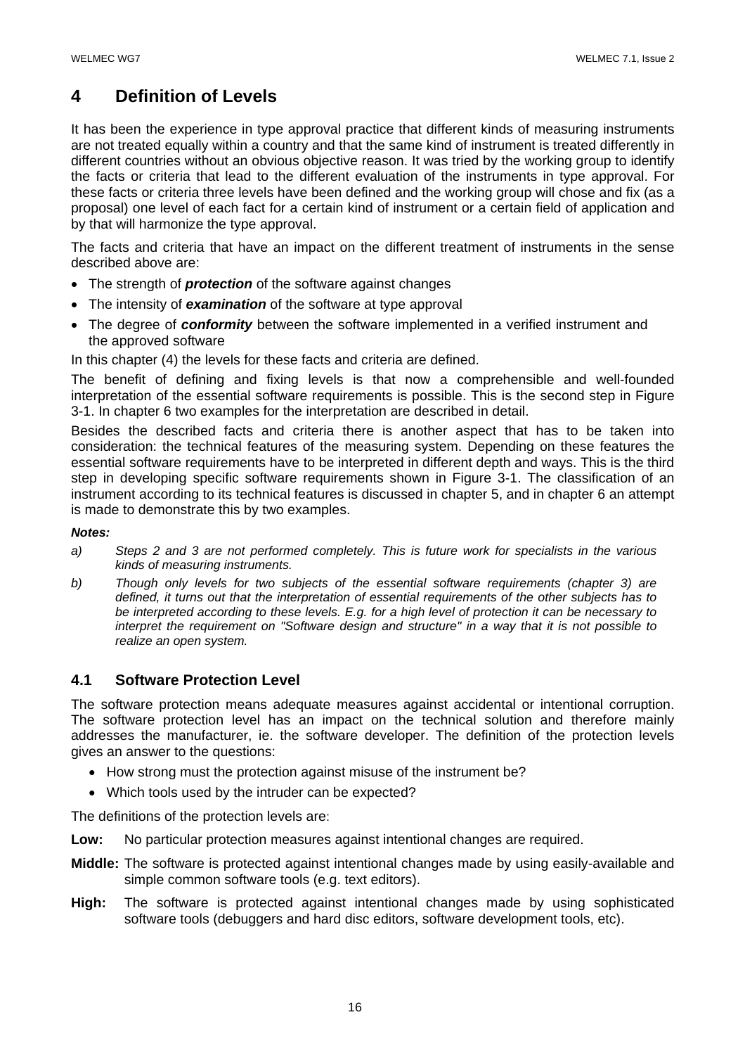# 4 Definition of Levels

It has been the experience in type approval practice that different kinds of measuring instruments are not treated equally within a country and that the same kind of instrument is treated differently in different countries without an obvious objective reason. It was tried by the working group to identify the facts or criteria that lead to the different evaluation of the instruments in type approval. For these facts or criteria three levels have been defined and the working group will chose and fix (as a proposal) one level of each fact for a certain kind of instrument or a certain field of application and by that will harmonize the type approval.

The facts and criteria that have an impact on the different treatment of instruments in the sense described above are:

- The strength of ***protection*** of the software against changes
- The intensity of ***examination*** of the software at type approval
- The degree of ***conformity*** between the software implemented in a verified instrument and the approved software

In this chapter (4) the levels for these facts and criteria are defined.

The benefit of defining and fixing levels is that now a comprehensible and well-founded interpretation of the essential software requirements is possible. This is the second step in Figure 3-1. In chapter 6 two examples for the interpretation are described in detail.

Besides the described facts and criteria there is another aspect that has to be taken into consideration: the technical features of the measuring system. Depending on these features the essential software requirements have to be interpreted in different depth and ways. This is the third step in developing specific software requirements shown in Figure 3-1. The classification of an instrument according to its technical features is discussed in chapter 5, and in chapter 6 an attempt is made to demonstrate this by two examples.

***Notes:***

a) *Steps 2 and 3 are not performed completely. This is future work for specialists in the various kinds of measuring instruments.*

b) *Though only levels for two subjects of the essential software requirements (chapter 3) are defined, it turns out that the interpretation of essential requirements of the other subjects has to be interpreted according to these levels. E.g. for a high level of protection it can be necessary to interpret the requirement on "Software design and structure" in a way that it is not possible to realize an open system.*

## 4.1 Software Protection Level

The software protection means adequate measures against accidental or intentional corruption. The software protection level has an impact on the technical solution and therefore mainly addresses the manufacturer, ie. the software developer. The definition of the protection levels gives an answer to the questions:

- How strong must the protection against misuse of the instrument be?
- Which tools used by the intruder can be expected?

The definitions of the protection levels are:

**Low:** No particular protection measures against intentional changes are required.

**Middle:** The software is protected against intentional changes made by using easily-available and simple common software tools (e.g. text editors).

**High:** The software is protected against intentional changes made by using sophisticated software tools (debuggers and hard disc editors, software development tools, etc).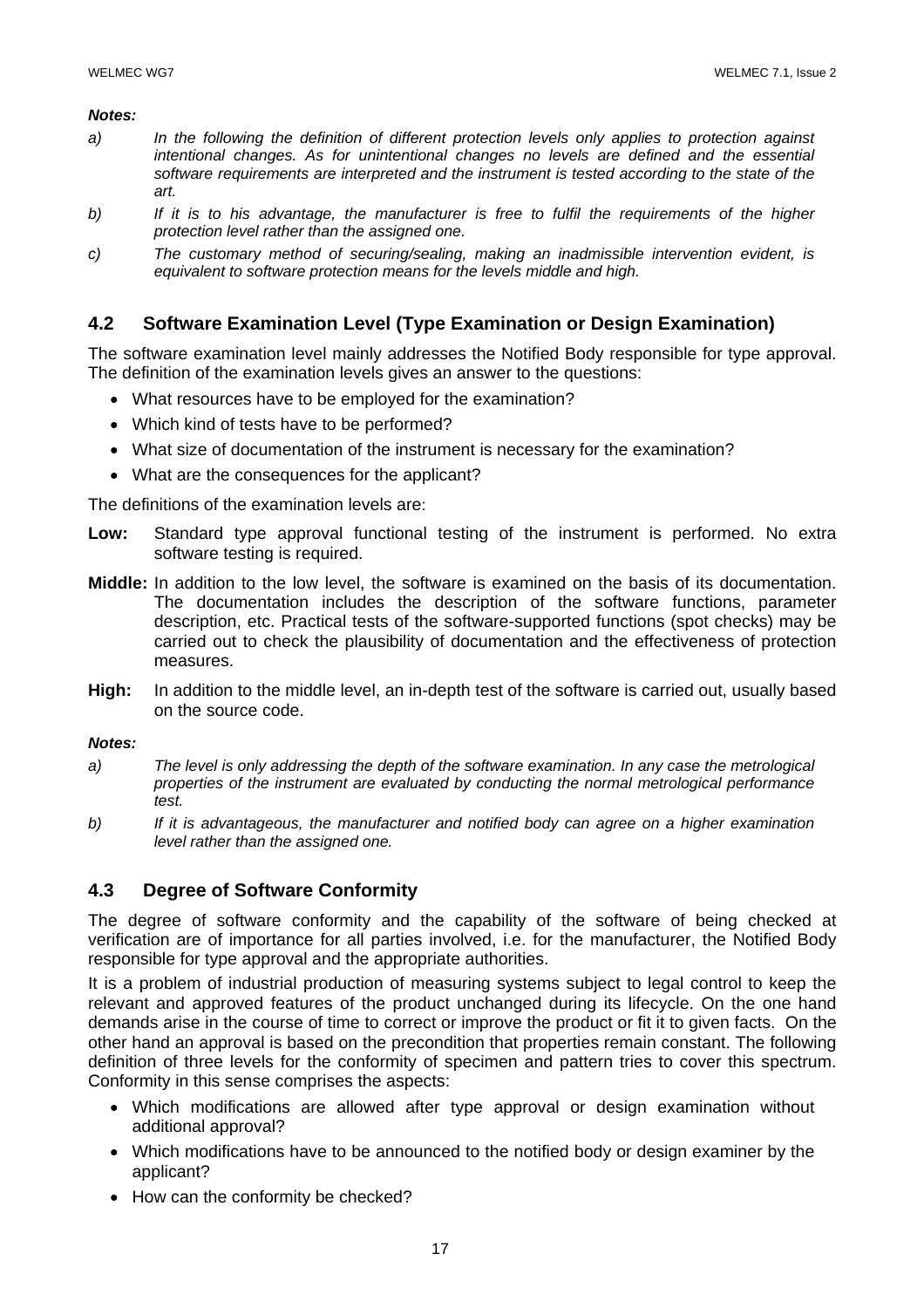***Notes:***

*a) In the following the definition of different protection levels only applies to protection against intentional changes. As for unintentional changes no levels are defined and the essential software requirements are interpreted and the instrument is tested according to the state of the art.*

*b) If it is to his advantage, the manufacturer is free to fulfil the requirements of the higher protection level rather than the assigned one.*

*c) The customary method of securing/sealing, making an inadmissible intervention evident, is equivalent to software protection means for the levels middle and high.*

## 4.2 Software Examination Level (Type Examination or Design Examination)

The software examination level mainly addresses the Notified Body responsible for type approval. The definition of the examination levels gives an answer to the questions:

- What resources have to be employed for the examination?
- Which kind of tests have to be performed?
- What size of documentation of the instrument is necessary for the examination?
- What are the consequences for the applicant?

The definitions of the examination levels are:

**Low:** Standard type approval functional testing of the instrument is performed. No extra software testing is required.

**Middle:** In addition to the low level, the software is examined on the basis of its documentation. The documentation includes the description of the software functions, parameter description, etc. Practical tests of the software-supported functions (spot checks) may be carried out to check the plausibility of documentation and the effectiveness of protection measures.

**High:** In addition to the middle level, an in-depth test of the software is carried out, usually based on the source code.

***Notes:***

*a) The level is only addressing the depth of the software examination. In any case the metrological properties of the instrument are evaluated by conducting the normal metrological performance test.*

*b) If it is advantageous, the manufacturer and notified body can agree on a higher examination level rather than the assigned one.*

## 4.3 Degree of Software Conformity

The degree of software conformity and the capability of the software of being checked at verification are of importance for all parties involved, i.e. for the manufacturer, the Notified Body responsible for type approval and the appropriate authorities.

It is a problem of industrial production of measuring systems subject to legal control to keep the relevant and approved features of the product unchanged during its lifecycle. On the one hand demands arise in the course of time to correct or improve the product or fit it to given facts. On the other hand an approval is based on the precondition that properties remain constant. The following definition of three levels for the conformity of specimen and pattern tries to cover this spectrum. Conformity in this sense comprises the aspects:

- Which modifications are allowed after type approval or design examination without additional approval?
- Which modifications have to be announced to the notified body or design examiner by the applicant?
- How can the conformity be checked?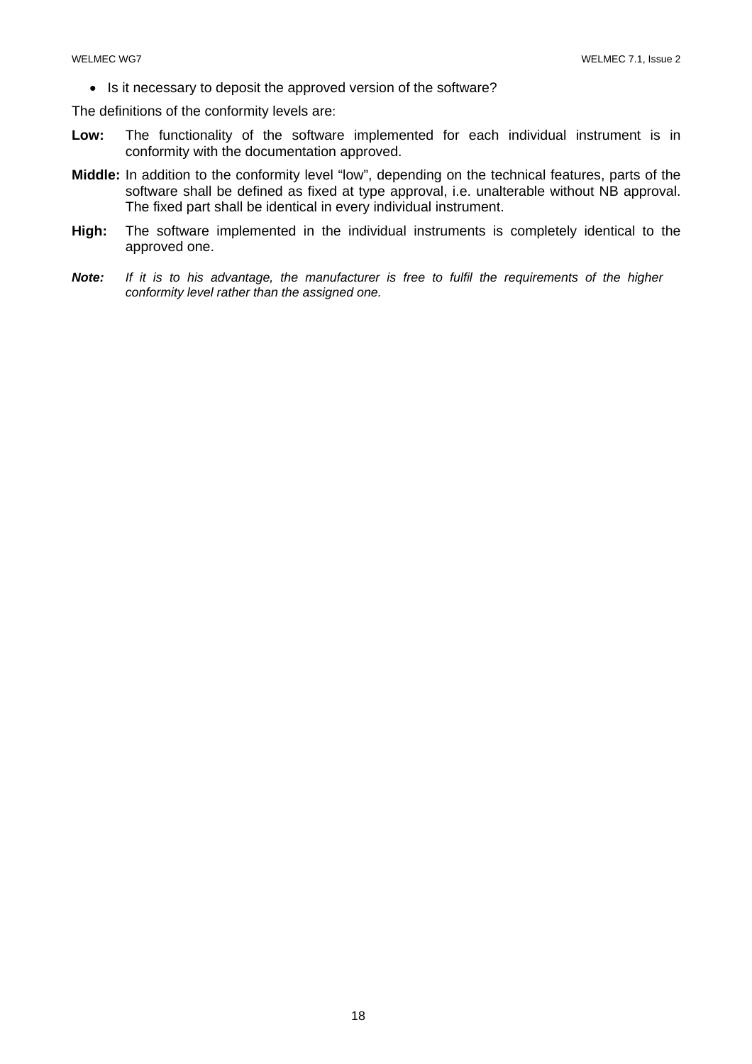- Is it necessary to deposit the approved version of the software?

The definitions of the conformity levels are:

**Low:** The functionality of the software implemented for each individual instrument is in conformity with the documentation approved.

**Middle:** In addition to the conformity level "low", depending on the technical features, parts of the software shall be defined as fixed at type approval, i.e. unalterable without NB approval. The fixed part shall be identical in every individual instrument.

**High:** The software implemented in the individual instruments is completely identical to the approved one.

***Note:*** *If it is to his advantage, the manufacturer is free to fulfil the requirements of the higher conformity level rather than the assigned one.*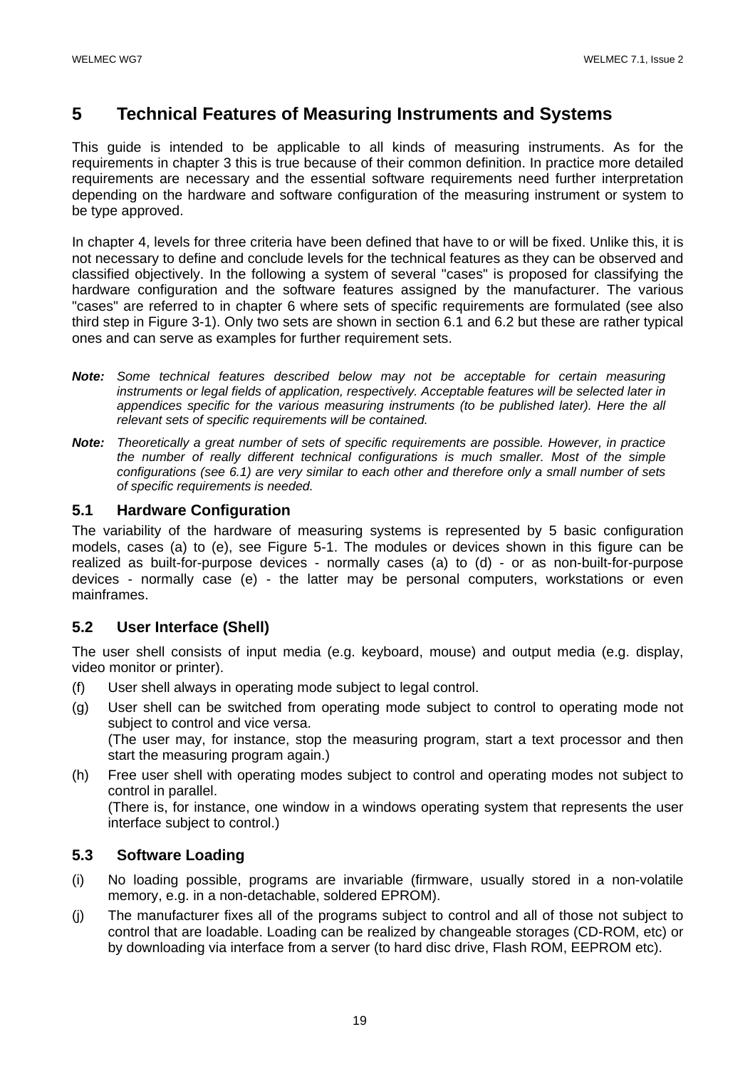# 5 Technical Features of Measuring Instruments and Systems

This guide is intended to be applicable to all kinds of measuring instruments. As for the requirements in chapter 3 this is true because of their common definition. In practice more detailed requirements are necessary and the essential software requirements need further interpretation depending on the hardware and software configuration of the measuring instrument or system to be type approved.

In chapter 4, levels for three criteria have been defined that have to or will be fixed. Unlike this, it is not necessary to define and conclude levels for the technical features as they can be observed and classified objectively. In the following a system of several "cases" is proposed for classifying the hardware configuration and the software features assigned by the manufacturer. The various "cases" are referred to in chapter 6 where sets of specific requirements are formulated (see also third step in Figure 3-1). Only two sets are shown in section 6.1 and 6.2 but these are rather typical ones and can serve as examples for further requirement sets.

**Note:** *Some technical features described below may not be acceptable for certain measuring instruments or legal fields of application, respectively. Acceptable features will be selected later in appendices specific for the various measuring instruments (to be published later). Here the all relevant sets of specific requirements will be contained.*

**Note:** *Theoretically a great number of sets of specific requirements are possible. However, in practice the number of really different technical configurations is much smaller. Most of the simple configurations (see 6.1) are very similar to each other and therefore only a small number of sets of specific requirements is needed.*

## 5.1 Hardware Configuration

The variability of the hardware of measuring systems is represented by 5 basic configuration models, cases (a) to (e), see Figure 5-1. The modules or devices shown in this figure can be realized as built-for-purpose devices - normally cases (a) to (d) - or as non-built-for-purpose devices - normally case (e) - the latter may be personal computers, workstations or even mainframes.

## 5.2 User Interface (Shell)

The user shell consists of input media (e.g. keyboard, mouse) and output media (e.g. display, video monitor or printer).

(f) User shell always in operating mode subject to legal control.

(g) User shell can be switched from operating mode subject to control to operating mode not subject to control and vice versa.
(The user may, for instance, stop the measuring program, start a text processor and then start the measuring program again.)

(h) Free user shell with operating modes subject to control and operating modes not subject to control in parallel.
(There is, for instance, one window in a windows operating system that represents the user interface subject to control.)

## 5.3 Software Loading

(i) No loading possible, programs are invariable (firmware, usually stored in a non-volatile memory, e.g. in a non-detachable, soldered EPROM).

(j) The manufacturer fixes all of the programs subject to control and all of those not subject to control that are loadable. Loading can be realized by changeable storages (CD-ROM, etc) or by downloading via interface from a server (to hard disc drive, Flash ROM, EEPROM etc).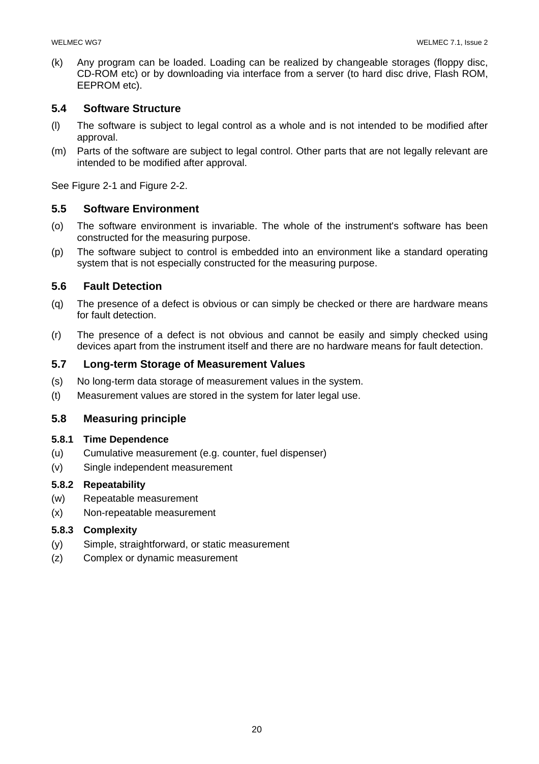(k) Any program can be loaded. Loading can be realized by changeable storages (floppy disc, CD-ROM etc) or by downloading via interface from a server (to hard disc drive, Flash ROM, EEPROM etc).

## 5.4 Software Structure

(l) The software is subject to legal control as a whole and is not intended to be modified after approval.

(m) Parts of the software are subject to legal control. Other parts that are not legally relevant are intended to be modified after approval.

See Figure 2-1 and Figure 2-2.

## 5.5 Software Environment

(o) The software environment is invariable. The whole of the instrument's software has been constructed for the measuring purpose.

(p) The software subject to control is embedded into an environment like a standard operating system that is not especially constructed for the measuring purpose.

## 5.6 Fault Detection

(q) The presence of a defect is obvious or can simply be checked or there are hardware means for fault detection.

(r) The presence of a defect is not obvious and cannot be easily and simply checked using devices apart from the instrument itself and there are no hardware means for fault detection.

## 5.7 Long-term Storage of Measurement Values

(s) No long-term data storage of measurement values in the system.

(t) Measurement values are stored in the system for later legal use.

## 5.8 Measuring principle

### 5.8.1 Time Dependence

(u) Cumulative measurement (e.g. counter, fuel dispenser)

(v) Single independent measurement

### 5.8.2 Repeatability

(w) Repeatable measurement

(x) Non-repeatable measurement

### 5.8.3 Complexity

(y) Simple, straightforward, or static measurement

(z) Complex or dynamic measurement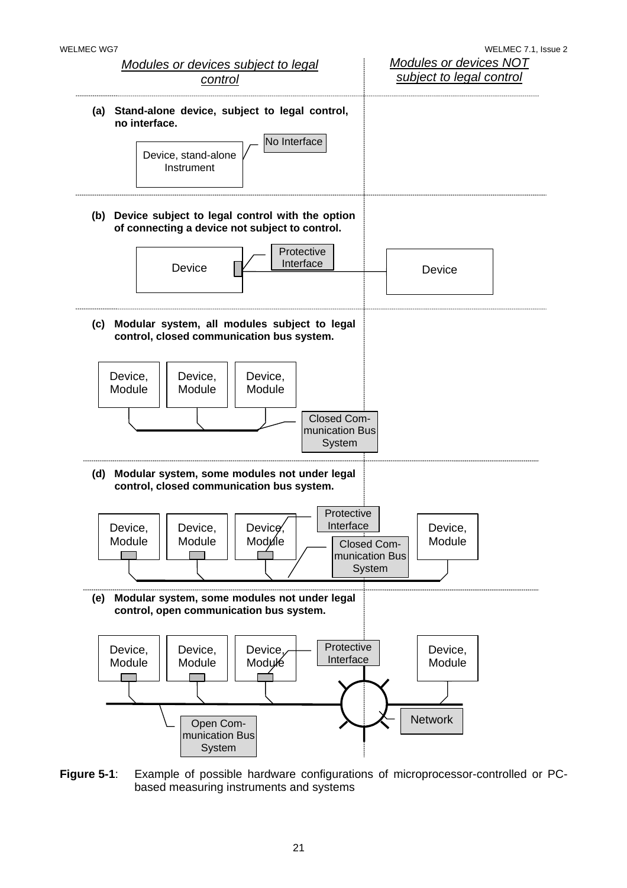*Modules or devices subject to legal control*

*Modules or devices NOT subject to legal control*

**(a) Stand-alone device, subject to legal control, no interface.**

Device, stand-alone Instrument

No Interface

**(b) Device subject to legal control with the option of connecting a device not subject to control.**

Device

Protective Interface

Device

**(c) Modular system, all modules subject to legal control, closed communication bus system.**

Device, Module

Device, Module

Device, Module

Closed Communication Bus System

**(d) Modular system, some modules not under legal control, closed communication bus system.**

Device, Module

Device, Module

Device, Module

Protective Interface

Closed Communication Bus System

Device, Module

**(e) Modular system, some modules not under legal control, open communication bus system.**

Device, Module

Device, Module

Device, Module

Protective Interface

Device, Module

Network

Open Communication Bus System

**Figure 5-1**: Example of possible hardware configurations of microprocessor-controlled or PC-based measuring instruments and systems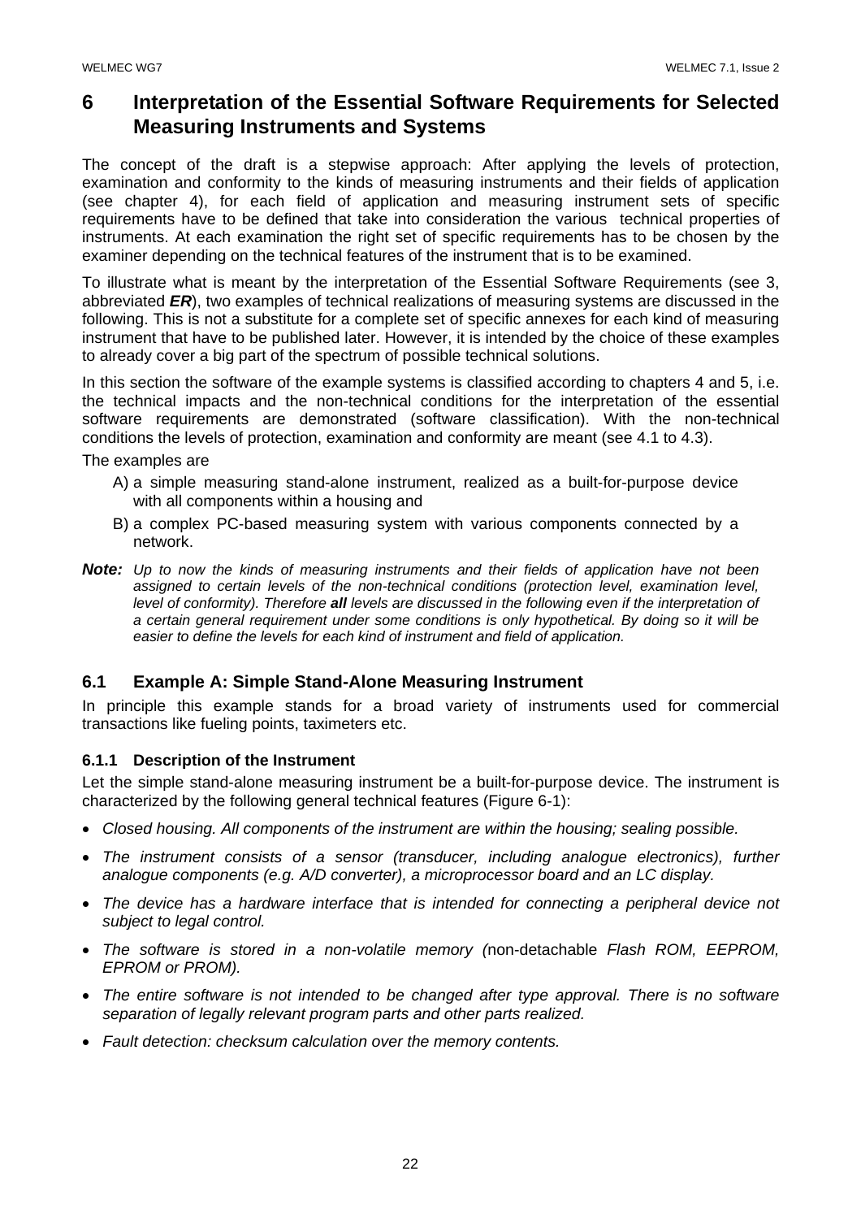# 6 Interpretation of the Essential Software Requirements for Selected Measuring Instruments and Systems

The concept of the draft is a stepwise approach: After applying the levels of protection, examination and conformity to the kinds of measuring instruments and their fields of application (see chapter 4), for each field of application and measuring instrument sets of specific requirements have to be defined that take into consideration the various technical properties of instruments. At each examination the right set of specific requirements has to be chosen by the examiner depending on the technical features of the instrument that is to be examined.

To illustrate what is meant by the interpretation of the Essential Software Requirements (see 3, abbreviated ***ER***), two examples of technical realizations of measuring systems are discussed in the following. This is not a substitute for a complete set of specific annexes for each kind of measuring instrument that have to be published later. However, it is intended by the choice of these examples to already cover a big part of the spectrum of possible technical solutions.

In this section the software of the example systems is classified according to chapters 4 and 5, i.e. the technical impacts and the non-technical conditions for the interpretation of the essential software requirements are demonstrated (software classification). With the non-technical conditions the levels of protection, examination and conformity are meant (see 4.1 to 4.3).

The examples are

A) a simple measuring stand-alone instrument, realized as a built-for-purpose device with all components within a housing and

B) a complex PC-based measuring system with various components connected by a network.

***Note:*** *Up to now the kinds of measuring instruments and their fields of application have not been assigned to certain levels of the non-technical conditions (protection level, examination level, level of conformity). Therefore* ***all*** *levels are discussed in the following even if the interpretation of a certain general requirement under some conditions is only hypothetical. By doing so it will be easier to define the levels for each kind of instrument and field of application.*

## 6.1 Example A: Simple Stand-Alone Measuring Instrument

In principle this example stands for a broad variety of instruments used for commercial transactions like fueling points, taximeters etc.

### 6.1.1 Description of the Instrument

Let the simple stand-alone measuring instrument be a built-for-purpose device. The instrument is characterized by the following general technical features (Figure 6-1):

- *Closed housing. All components of the instrument are within the housing; sealing possible.*
- *The instrument consists of a sensor (transducer, including analogue electronics), further analogue components (e.g. A/D converter), a microprocessor board and an LC display.*
- *The device has a hardware interface that is intended for connecting a peripheral device not subject to legal control.*
- *The software is stored in a non-volatile memory (*non-detachable *Flash ROM, EEPROM, EPROM or PROM).*
- *The entire software is not intended to be changed after type approval. There is no software separation of legally relevant program parts and other parts realized.*
- *Fault detection: checksum calculation over the memory contents.*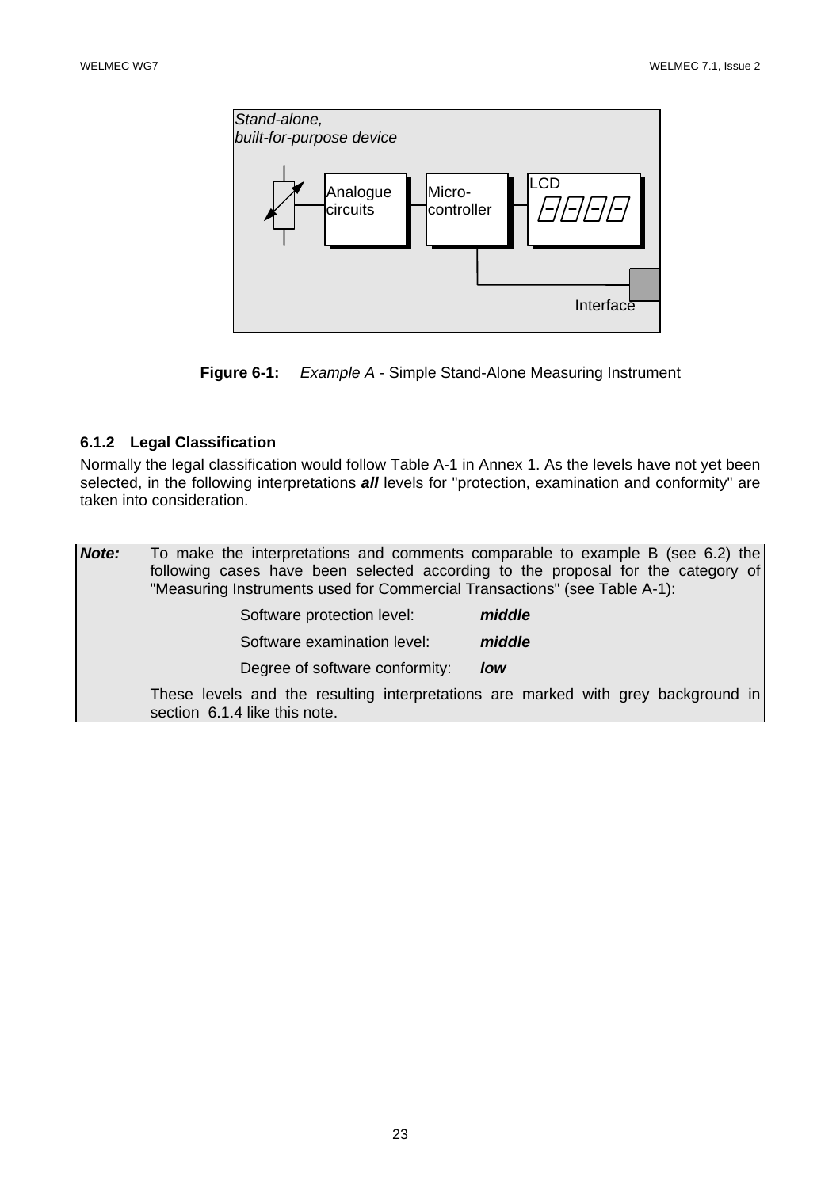Stand-alone, built-for-purpose device

Analogue circuits | Micro-controller | LCD | Interface

**Figure 6-1:** *Example A* - Simple Stand-Alone Measuring Instrument

### 6.1.2 Legal Classification

Normally the legal classification would follow Table A-1 in Annex 1. As the levels have not yet been selected, in the following interpretations ***all*** levels for "protection, examination and conformity" are taken into consideration.

***Note:*** To make the interpretations and comments comparable to example B (see 6.2) the following cases have been selected according to the proposal for the category of "Measuring Instruments used for Commercial Transactions" (see Table A-1):

Software protection level: ***middle***

Software examination level: ***middle***

Degree of software conformity: ***low***

These levels and the resulting interpretations are marked with grey background in section 6.1.4 like this note.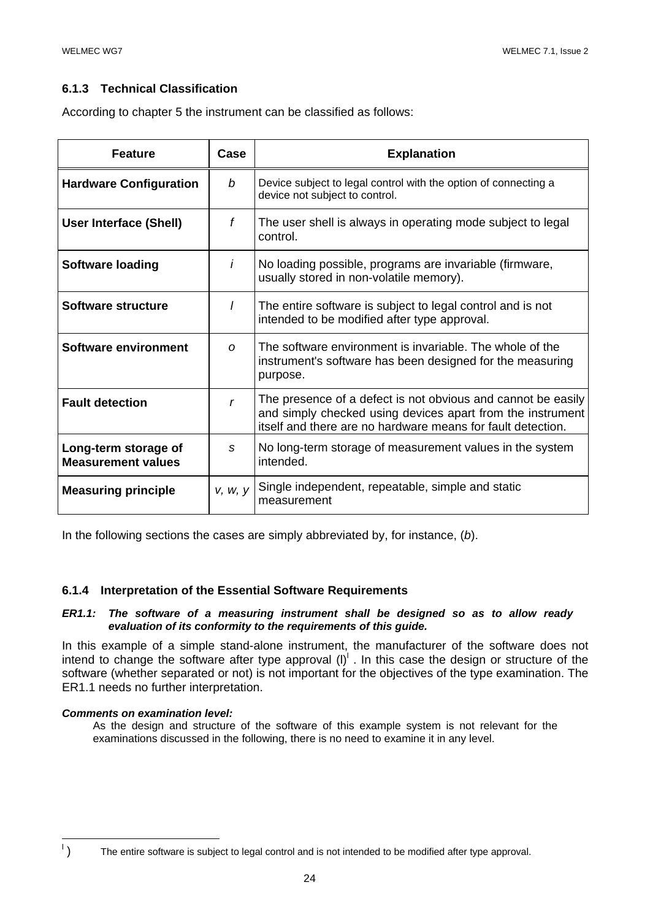### 6.1.3 Technical Classification

According to chapter 5 the instrument can be classified as follows:

| Feature | Case | Explanation |
|---|---|---|
| **Hardware Configuration** | *b* | Device subject to legal control with the option of connecting a device not subject to control. |
| **User Interface (Shell)** | *f* | The user shell is always in operating mode subject to legal control. |
| **Software loading** | *i* | No loading possible, programs are invariable (firmware, usually stored in non-volatile memory). |
| **Software structure** | *l* | The entire software is subject to legal control and is not intended to be modified after type approval. |
| **Software environment** | *o* | The software environment is invariable. The whole of the instrument's software has been designed for the measuring purpose. |
| **Fault detection** | *r* | The presence of a defect is not obvious and cannot be easily and simply checked using devices apart from the instrument itself and there are no hardware means for fault detection. |
| **Long-term storage of Measurement values** | *s* | No long-term storage of measurement values in the system intended. |
| **Measuring principle** | *v, w, y* | Single independent, repeatable, simple and static measurement |

In the following sections the cases are simply abbreviated by, for instance, (*b*).

### 6.1.4 Interpretation of the Essential Software Requirements

***ER1.1: The software of a measuring instrument shall be designed so as to allow ready evaluation of its conformity to the requirements of this guide.***

In this example of a simple stand-alone instrument, the manufacturer of the software does not intend to change the software after type approval (l)[l] . In this case the design or structure of the software (whether separated or not) is not important for the objectives of the type examination. The ER1.1 needs no further interpretation.

***Comments on examination level:***

As the design and structure of the software of this example system is not relevant for the examinations discussed in the following, there is no need to examine it in any level.

---

[l] ) The entire software is subject to legal control and is not intended to be modified after type approval.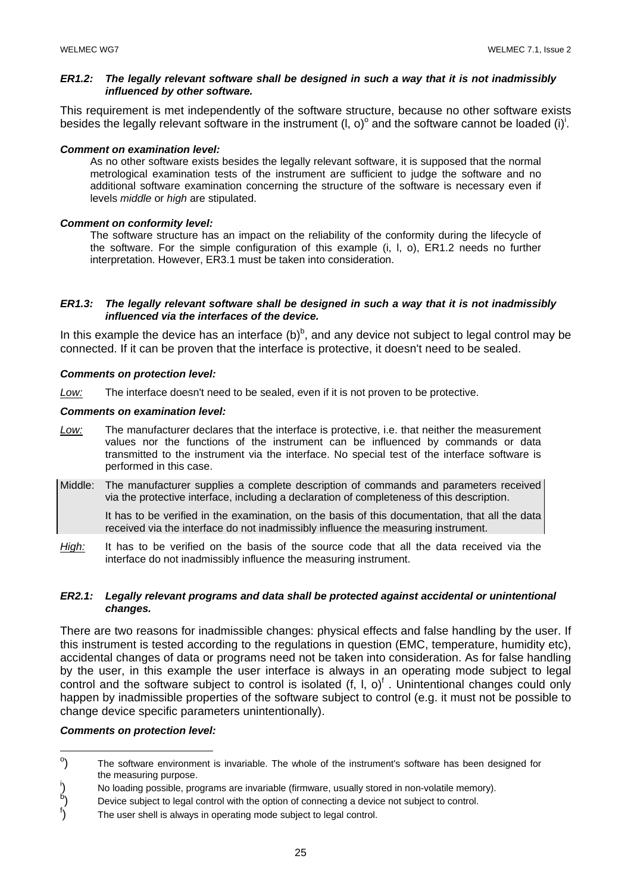***ER1.2: The legally relevant software shall be designed in such a way that it is not inadmissibly influenced by other software.***

This requirement is met independently of the software structure, because no other software exists besides the legally relevant software in the instrument (l, o)[o] and the software cannot be loaded (i)[i].

***Comment on examination level:***

As no other software exists besides the legally relevant software, it is supposed that the normal metrological examination tests of the instrument are sufficient to judge the software and no additional software examination concerning the structure of the software is necessary even if levels *middle* or *high* are stipulated.

***Comment on conformity level:***

The software structure has an impact on the reliability of the conformity during the lifecycle of the software. For the simple configuration of this example (i, l, o), ER1.2 needs no further interpretation. However, ER3.1 must be taken into consideration.

***ER1.3: The legally relevant software shall be designed in such a way that it is not inadmissibly influenced via the interfaces of the device.***

In this example the device has an interface (b)[b], and any device not subject to legal control may be connected. If it can be proven that the interface is protective, it doesn't need to be sealed.

***Comments on protection level:***

*Low:* The interface doesn't need to be sealed, even if it is not proven to be protective.

***Comments on examination level:***

*Low:* The manufacturer declares that the interface is protective, i.e. that neither the measurement values nor the functions of the instrument can be influenced by commands or data transmitted to the instrument via the interface. No special test of the interface software is performed in this case.

Middle: The manufacturer supplies a complete description of commands and parameters received via the protective interface, including a declaration of completeness of this description.

It has to be verified in the examination, on the basis of this documentation, that all the data received via the interface do not inadmissibly influence the measuring instrument.

*High:* It has to be verified on the basis of the source code that all the data received via the interface do not inadmissibly influence the measuring instrument.

***ER2.1: Legally relevant programs and data shall be protected against accidental or unintentional changes.***

There are two reasons for inadmissible changes: physical effects and false handling by the user. If this instrument is tested according to the regulations in question (EMC, temperature, humidity etc), accidental changes of data or programs need not be taken into consideration. As for false handling by the user, in this example the user interface is always in an operating mode subject to legal control and the software subject to control is isolated (f, l, o)[f] . Unintentional changes could only happen by inadmissible properties of the software subject to control (e.g. it must not be possible to change device specific parameters unintentionally).

***Comments on protection level:***

---

[o]) The software environment is invariable. The whole of the instrument's software has been designed for the measuring purpose.

[i]) No loading possible, programs are invariable (firmware, usually stored in non-volatile memory).

[b]) Device subject to legal control with the option of connecting a device not subject to control.

[f]) The user shell is always in operating mode subject to legal control.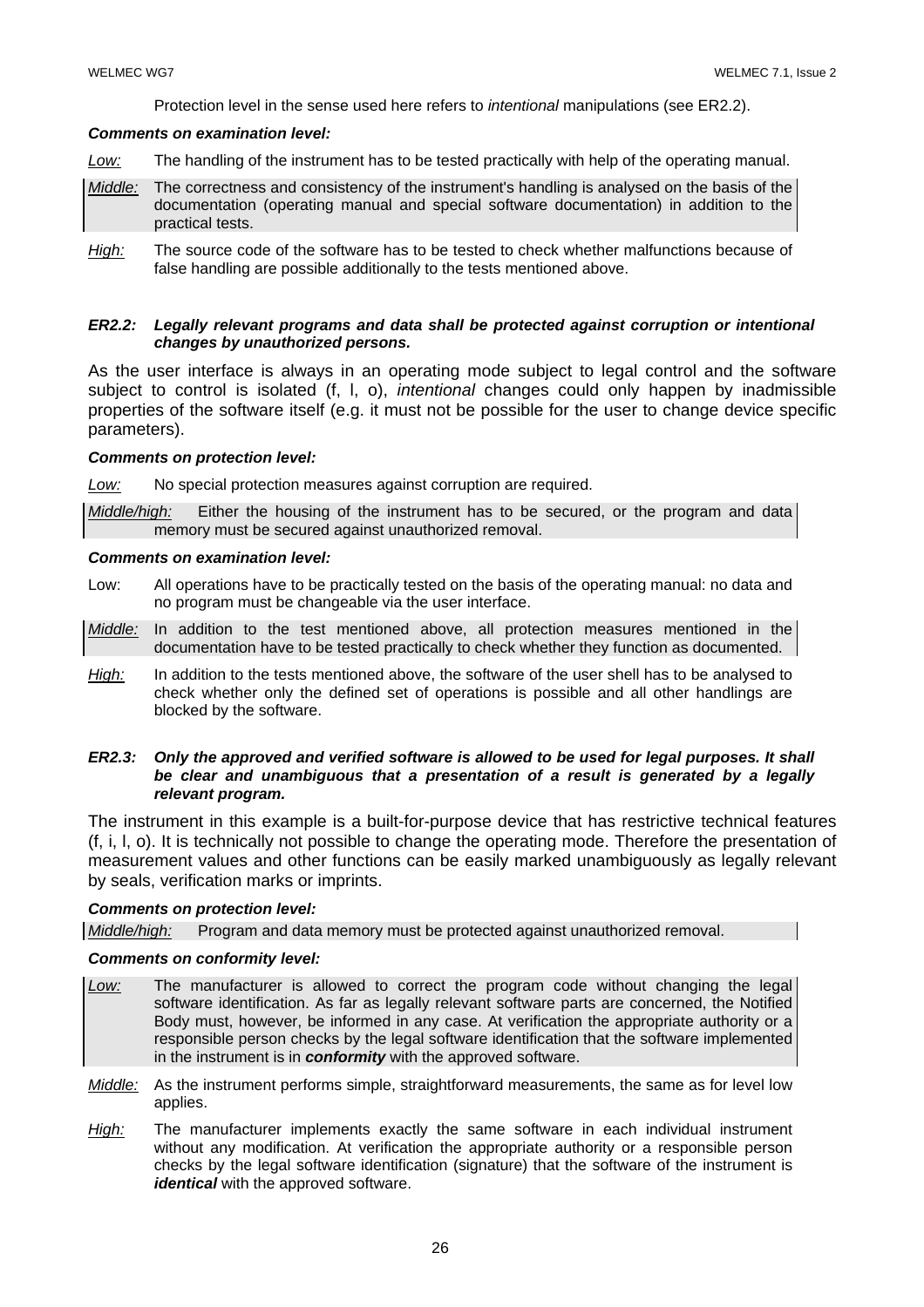Protection level in the sense used here refers to *intentional* manipulations (see ER2.2).

***Comments on examination level:***

*Low:* The handling of the instrument has to be tested practically with help of the operating manual.

*Middle:* The correctness and consistency of the instrument's handling is analysed on the basis of the documentation (operating manual and special software documentation) in addition to the practical tests.

*High:* The source code of the software has to be tested to check whether malfunctions because of false handling are possible additionally to the tests mentioned above.

***ER2.2: Legally relevant programs and data shall be protected against corruption or intentional changes by unauthorized persons.***

As the user interface is always in an operating mode subject to legal control and the software subject to control is isolated (f, l, o), *intentional* changes could only happen by inadmissible properties of the software itself (e.g. it must not be possible for the user to change device specific parameters).

***Comments on protection level:***

*Low:* No special protection measures against corruption are required.

*Middle/high:* Either the housing of the instrument has to be secured, or the program and data memory must be secured against unauthorized removal.

***Comments on examination level:***

Low: All operations have to be practically tested on the basis of the operating manual: no data and no program must be changeable via the user interface.

*Middle:* In addition to the test mentioned above, all protection measures mentioned in the documentation have to be tested practically to check whether they function as documented.

*High:* In addition to the tests mentioned above, the software of the user shell has to be analysed to check whether only the defined set of operations is possible and all other handlings are blocked by the software.

***ER2.3: Only the approved and verified software is allowed to be used for legal purposes. It shall be clear and unambiguous that a presentation of a result is generated by a legally relevant program.***

The instrument in this example is a built-for-purpose device that has restrictive technical features (f, i, l, o). It is technically not possible to change the operating mode. Therefore the presentation of measurement values and other functions can be easily marked unambiguously as legally relevant by seals, verification marks or imprints.

***Comments on protection level:***

*Middle/high:* Program and data memory must be protected against unauthorized removal.

***Comments on conformity level:***

*Low:* The manufacturer is allowed to correct the program code without changing the legal software identification. As far as legally relevant software parts are concerned, the Notified Body must, however, be informed in any case. At verification the appropriate authority or a responsible person checks by the legal software identification that the software implemented in the instrument is in ***conformity*** with the approved software.

*Middle:* As the instrument performs simple, straightforward measurements, the same as for level low applies.

*High:* The manufacturer implements exactly the same software in each individual instrument without any modification. At verification the appropriate authority or a responsible person checks by the legal software identification (signature) that the software of the instrument is ***identical*** with the approved software.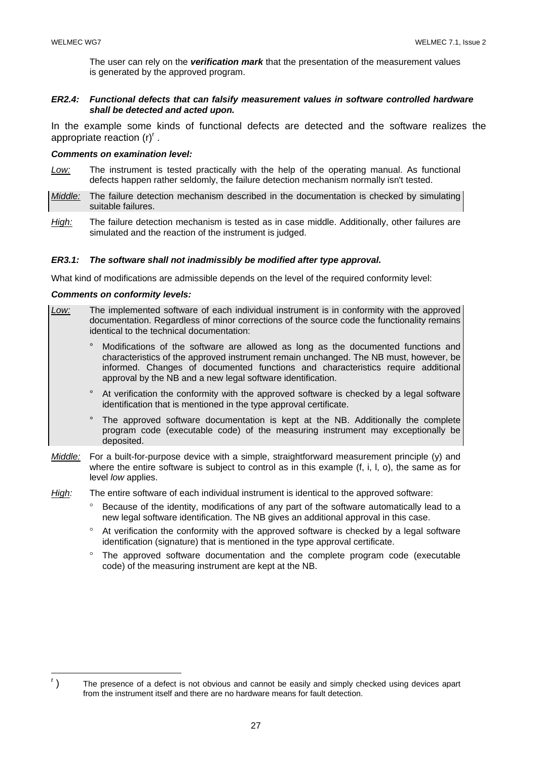The user can rely on the ***verification mark*** that the presentation of the measurement values is generated by the approved program.

***ER2.4: Functional defects that can falsify measurement values in software controlled hardware shall be detected and acted upon.***

In the example some kinds of functional defects are detected and the software realizes the appropriate reaction (r)[r] .

***Comments on examination level:***

*Low:* The instrument is tested practically with the help of the operating manual. As functional defects happen rather seldomly, the failure detection mechanism normally isn't tested.

*Middle:* The failure detection mechanism described in the documentation is checked by simulating suitable failures.

*High:* The failure detection mechanism is tested as in case middle. Additionally, other failures are simulated and the reaction of the instrument is judged.

***ER3.1: The software shall not inadmissibly be modified after type approval.***

What kind of modifications are admissible depends on the level of the required conformity level:

***Comments on conformity levels:***

*Low:* The implemented software of each individual instrument is in conformity with the approved documentation. Regardless of minor corrections of the source code the functionality remains identical to the technical documentation:

- Modifications of the software are allowed as long as the documented functions and characteristics of the approved instrument remain unchanged. The NB must, however, be informed. Changes of documented functions and characteristics require additional approval by the NB and a new legal software identification.
- At verification the conformity with the approved software is checked by a legal software identification that is mentioned in the type approval certificate.
- The approved software documentation is kept at the NB. Additionally the complete program code (executable code) of the measuring instrument may exceptionally be deposited.

*Middle:* For a built-for-purpose device with a simple, straightforward measurement principle (y) and where the entire software is subject to control as in this example (f, i, l, o), the same as for level *low* applies.

*High:* The entire software of each individual instrument is identical to the approved software:

- Because of the identity, modifications of any part of the software automatically lead to a new legal software identification. The NB gives an additional approval in this case.
- At verification the conformity with the approved software is checked by a legal software identification (signature) that is mentioned in the type approval certificate.
- The approved software documentation and the complete program code (executable code) of the measuring instrument are kept at the NB.

---

[r] ) The presence of a defect is not obvious and cannot be easily and simply checked using devices apart from the instrument itself and there are no hardware means for fault detection.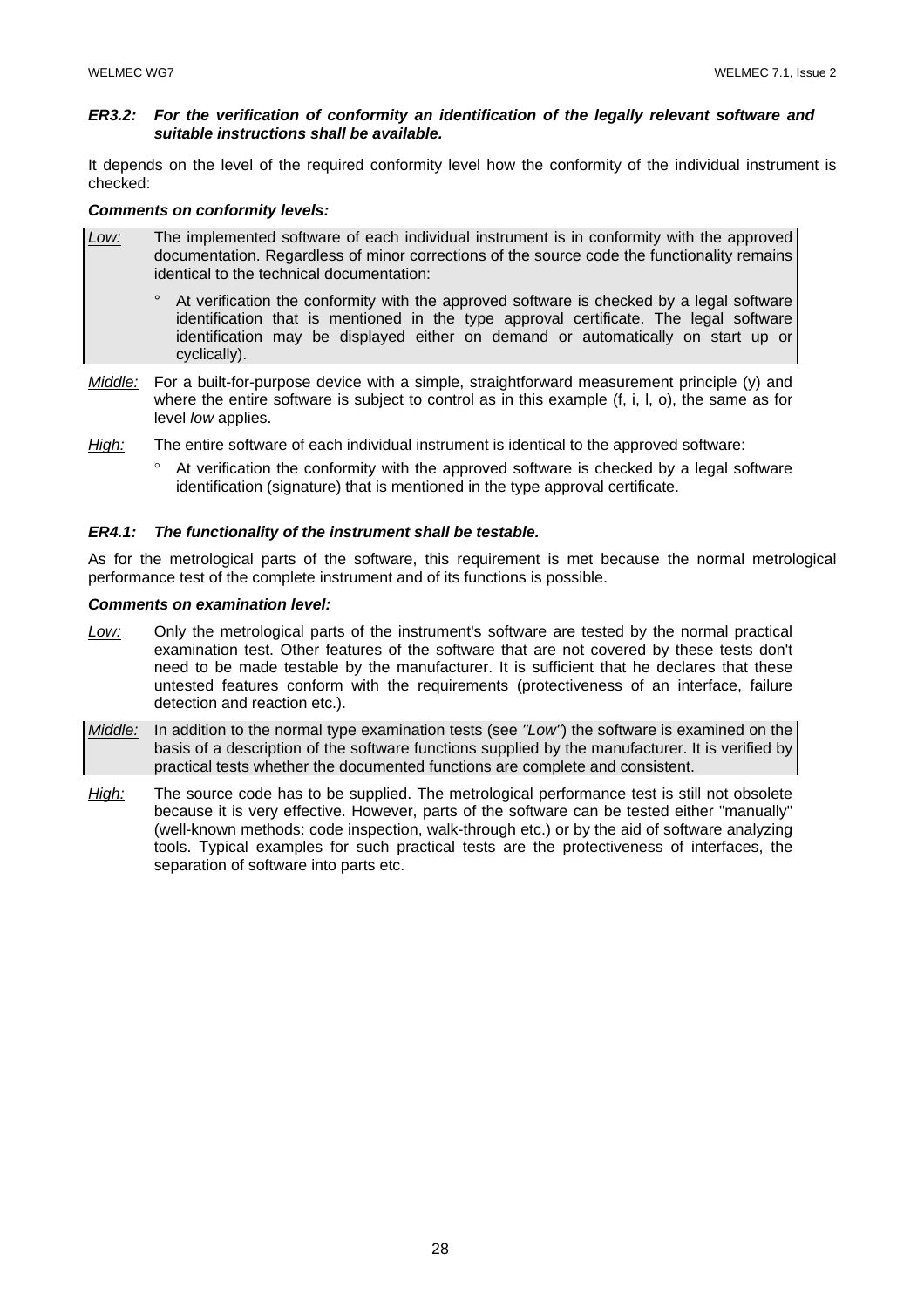***ER3.2: For the verification of conformity an identification of the legally relevant software and suitable instructions shall be available.***

It depends on the level of the required conformity level how the conformity of the individual instrument is checked:

***Comments on conformity levels:***

*Low:* The implemented software of each individual instrument is in conformity with the approved documentation. Regardless of minor corrections of the source code the functionality remains identical to the technical documentation:

- ° At verification the conformity with the approved software is checked by a legal software identification that is mentioned in the type approval certificate. The legal software identification may be displayed either on demand or automatically on start up or cyclically).

*Middle:* For a built-for-purpose device with a simple, straightforward measurement principle (y) and where the entire software is subject to control as in this example (f, i, l, o), the same as for level *low* applies.

*High:* The entire software of each individual instrument is identical to the approved software:

- ° At verification the conformity with the approved software is checked by a legal software identification (signature) that is mentioned in the type approval certificate.

***ER4.1: The functionality of the instrument shall be testable.***

As for the metrological parts of the software, this requirement is met because the normal metrological performance test of the complete instrument and of its functions is possible.

***Comments on examination level:***

*Low:* Only the metrological parts of the instrument's software are tested by the normal practical examination test. Other features of the software that are not covered by these tests don't need to be made testable by the manufacturer. It is sufficient that he declares that these untested features conform with the requirements (protectiveness of an interface, failure detection and reaction etc.).

*Middle:* In addition to the normal type examination tests (see *"Low"*) the software is examined on the basis of a description of the software functions supplied by the manufacturer. It is verified by practical tests whether the documented functions are complete and consistent.

*High:* The source code has to be supplied. The metrological performance test is still not obsolete because it is very effective. However, parts of the software can be tested either "manually" (well-known methods: code inspection, walk-through etc.) or by the aid of software analyzing tools. Typical examples for such practical tests are the protectiveness of interfaces, the separation of software into parts etc.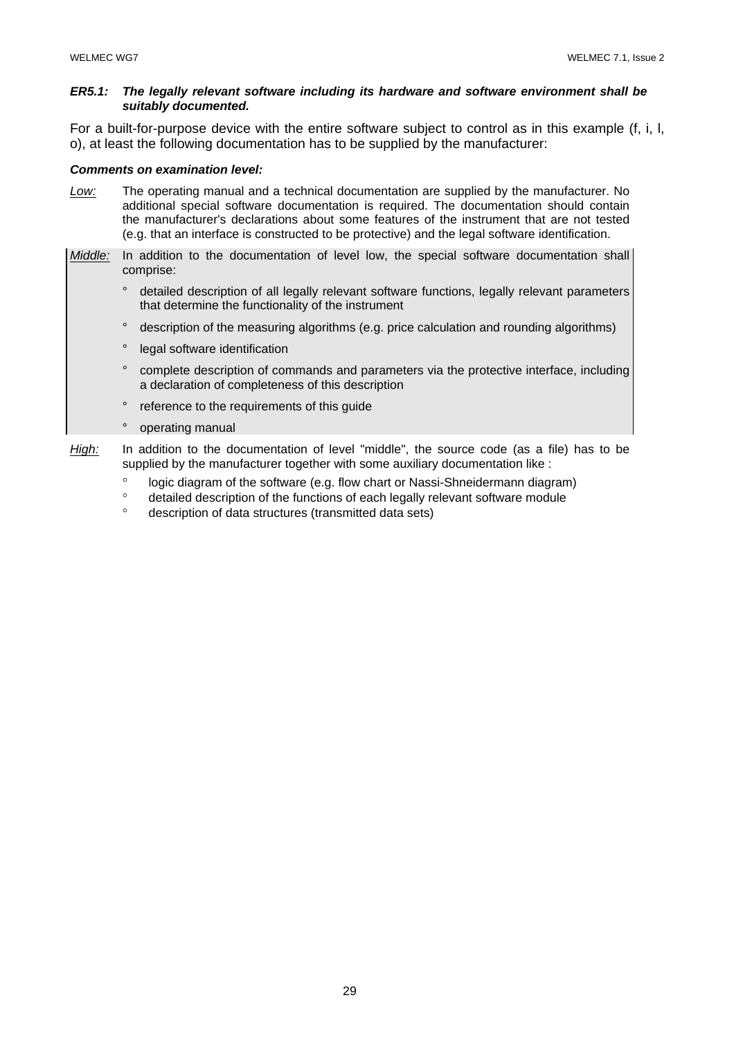***ER5.1: The legally relevant software including its hardware and software environment shall be suitably documented.***

For a built-for-purpose device with the entire software subject to control as in this example (f, i, l, o), at least the following documentation has to be supplied by the manufacturer:

***Comments on examination level:***

*Low:* The operating manual and a technical documentation are supplied by the manufacturer. No additional special software documentation is required. The documentation should contain the manufacturer's declarations about some features of the instrument that are not tested (e.g. that an interface is constructed to be protective) and the legal software identification.

*Middle:* In addition to the documentation of level low, the special software documentation shall comprise:

- detailed description of all legally relevant software functions, legally relevant parameters that determine the functionality of the instrument
- description of the measuring algorithms (e.g. price calculation and rounding algorithms)
- legal software identification
- complete description of commands and parameters via the protective interface, including a declaration of completeness of this description
- reference to the requirements of this guide
- operating manual

*High:* In addition to the documentation of level "middle", the source code (as a file) has to be supplied by the manufacturer together with some auxiliary documentation like :

- logic diagram of the software (e.g. flow chart or Nassi-Shneidermann diagram)
- detailed description of the functions of each legally relevant software module
- description of data structures (transmitted data sets)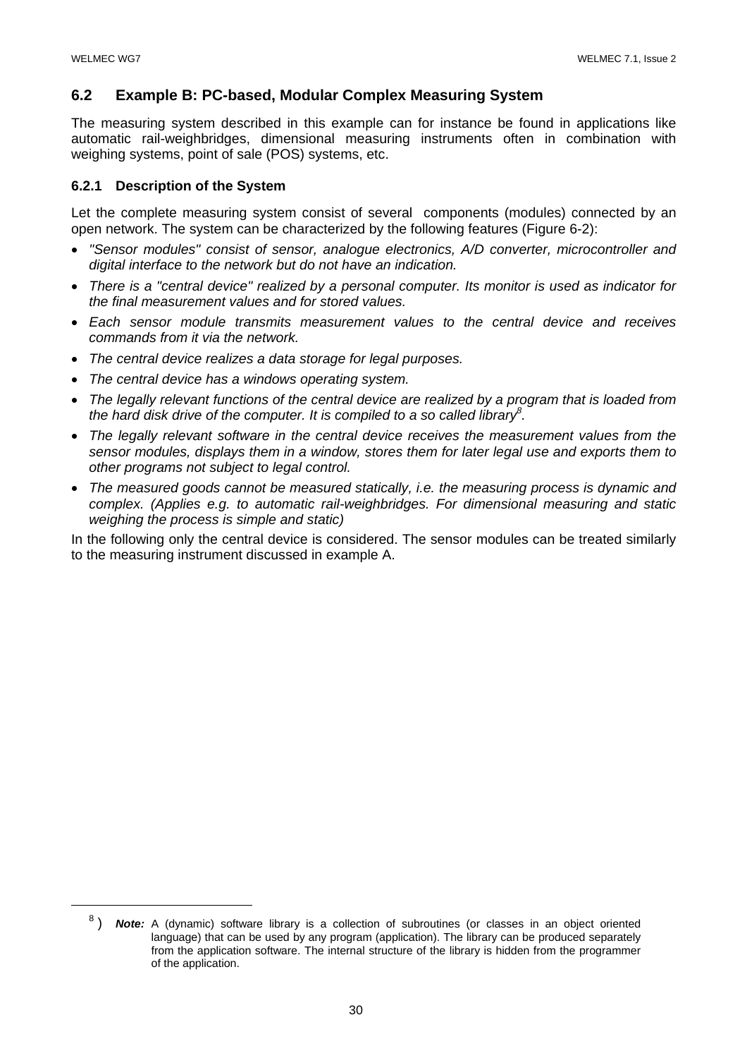## 6.2 Example B: PC-based, Modular Complex Measuring System

The measuring system described in this example can for instance be found in applications like automatic rail-weighbridges, dimensional measuring instruments often in combination with weighing systems, point of sale (POS) systems, etc.

### 6.2.1 Description of the System

Let the complete measuring system consist of several components (modules) connected by an open network. The system can be characterized by the following features (Figure 6-2):

- *"Sensor modules" consist of sensor, analogue electronics, A/D converter, microcontroller and digital interface to the network but do not have an indication.*
- *There is a "central device" realized by a personal computer. Its monitor is used as indicator for the final measurement values and for stored values.*
- *Each sensor module transmits measurement values to the central device and receives commands from it via the network.*
- *The central device realizes a data storage for legal purposes.*
- *The central device has a windows operating system.*
- *The legally relevant functions of the central device are realized by a program that is loaded from the hard disk drive of the computer. It is compiled to a so called library*[8]*.*
- *The legally relevant software in the central device receives the measurement values from the sensor modules, displays them in a window, stores them for later legal use and exports them to other programs not subject to legal control.*
- *The measured goods cannot be measured statically, i.e. the measuring process is dynamic and complex. (Applies e.g. to automatic rail-weighbridges. For dimensional measuring and static weighing the process is simple and static)*

In the following only the central device is considered. The sensor modules can be treated similarly to the measuring instrument discussed in example A.

---

[8]) ***Note:*** A (dynamic) software library is a collection of subroutines (or classes in an object oriented language) that can be used by any program (application). The library can be produced separately from the application software. The internal structure of the library is hidden from the programmer of the application.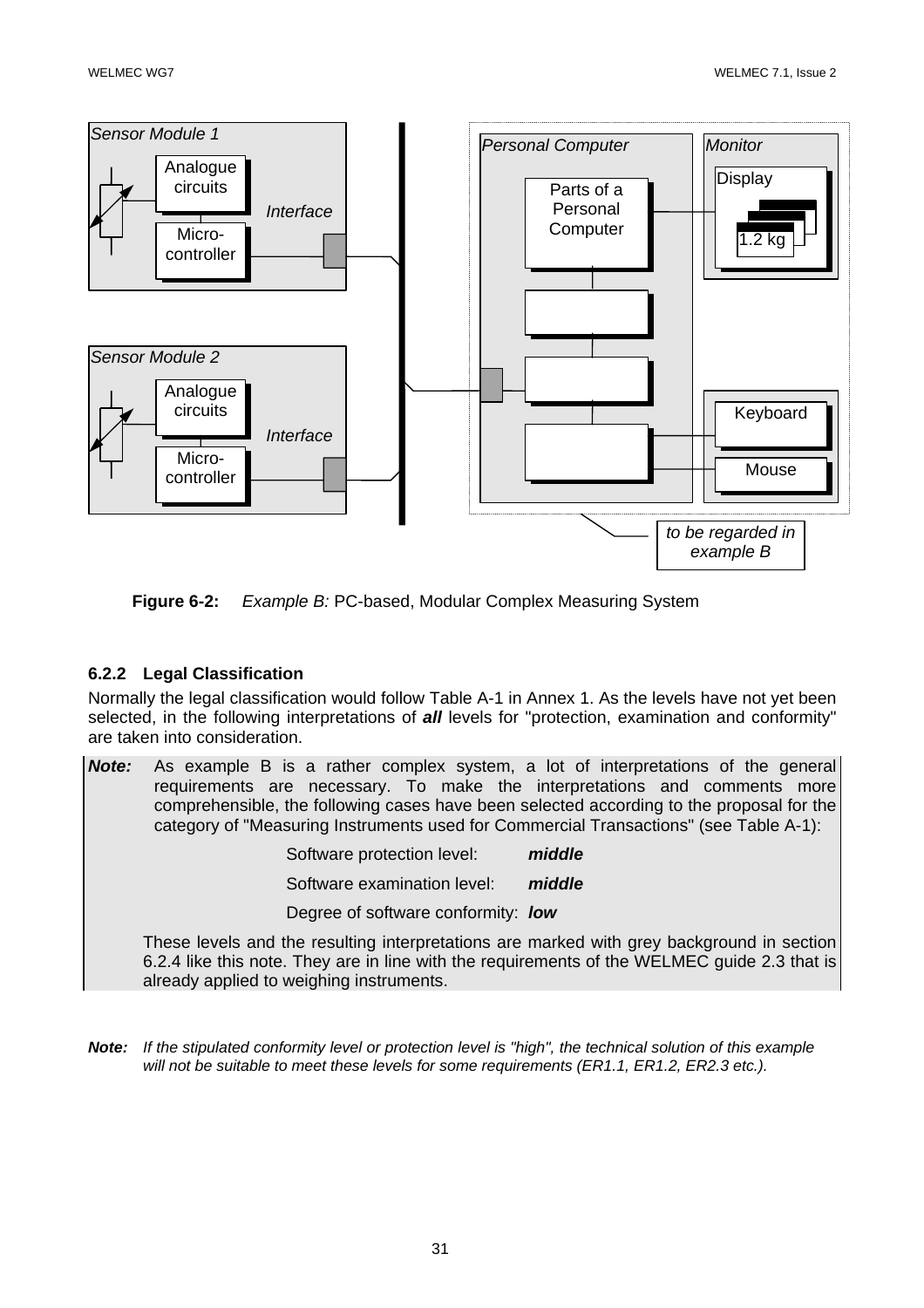Figure 6-2: *Example B:* PC-based, Modular Complex Measuring System

### 6.2.2 Legal Classification

Normally the legal classification would follow Table A-1 in Annex 1. As the levels have not yet been selected, in the following interpretations of ***all*** levels for "protection, examination and conformity" are taken into consideration.

***Note:*** As example B is a rather complex system, a lot of interpretations of the general requirements are necessary. To make the interpretations and comments more comprehensible, the following cases have been selected according to the proposal for the category of "Measuring Instruments used for Commercial Transactions" (see Table A-1):

Software protection level: ***middle***

Software examination level: ***middle***

Degree of software conformity: ***low***

These levels and the resulting interpretations are marked with grey background in section 6.2.4 like this note. They are in line with the requirements of the WELMEC guide 2.3 that is already applied to weighing instruments.

***Note:*** *If the stipulated conformity level or protection level is "high", the technical solution of this example will not be suitable to meet these levels for some requirements (ER1.1, ER1.2, ER2.3 etc.).*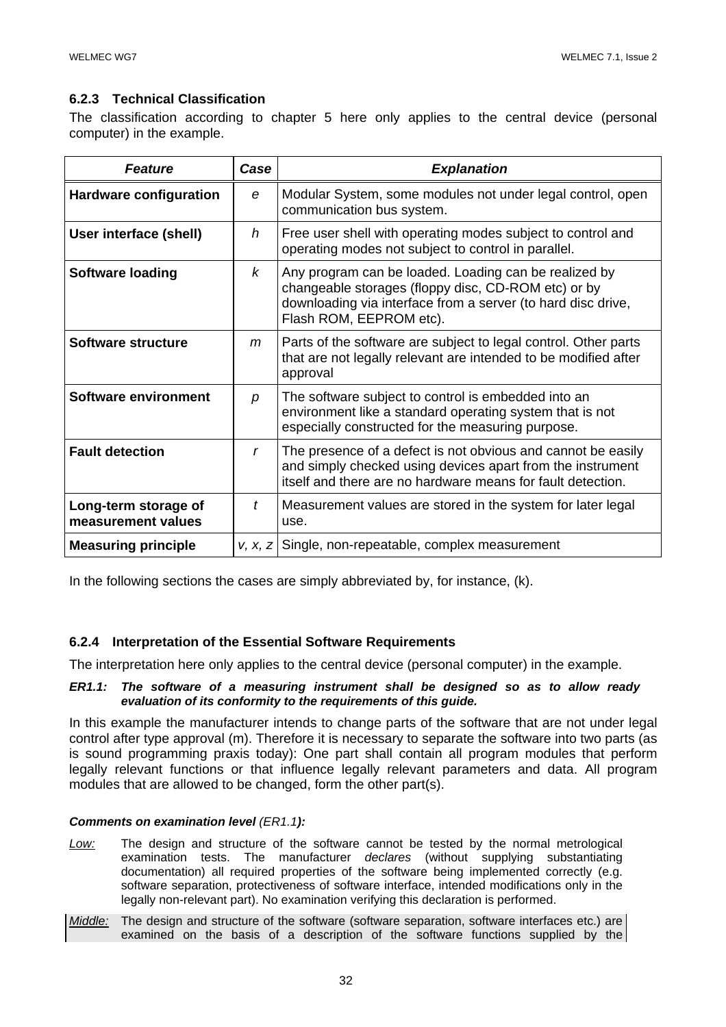### 6.2.3 Technical Classification

The classification according to chapter 5 here only applies to the central device (personal computer) in the example.

| *Feature* | *Case* | *Explanation* |
|---|---|---|
| **Hardware configuration** | *e* | Modular System, some modules not under legal control, open communication bus system. |
| **User interface (shell)** | *h* | Free user shell with operating modes subject to control and operating modes not subject to control in parallel. |
| **Software loading** | *k* | Any program can be loaded. Loading can be realized by changeable storages (floppy disc, CD-ROM etc) or by downloading via interface from a server (to hard disc drive, Flash ROM, EEPROM etc). |
| **Software structure** | *m* | Parts of the software are subject to legal control. Other parts that are not legally relevant are intended to be modified after approval |
| **Software environment** | *p* | The software subject to control is embedded into an environment like a standard operating system that is not especially constructed for the measuring purpose. |
| **Fault detection** | *r* | The presence of a defect is not obvious and cannot be easily and simply checked using devices apart from the instrument itself and there are no hardware means for fault detection. |
| **Long-term storage of measurement values** | *t* | Measurement values are stored in the system for later legal use. |
| **Measuring principle** | *v, x, z* | Single, non-repeatable, complex measurement |

In the following sections the cases are simply abbreviated by, for instance, (k).

### 6.2.4 Interpretation of the Essential Software Requirements

The interpretation here only applies to the central device (personal computer) in the example.

***ER1.1: The software of a measuring instrument shall be designed so as to allow ready evaluation of its conformity to the requirements of this guide.***

In this example the manufacturer intends to change parts of the software that are not under legal control after type approval (m). Therefore it is necessary to separate the software into two parts (as is sound programming praxis today): One part shall contain all program modules that perform legally relevant functions or that influence legally relevant parameters and data. All program modules that are allowed to be changed, form the other part(s).

***Comments on examination level** (ER1.1)**:***

*Low:* The design and structure of the software cannot be tested by the normal metrological examination tests. The manufacturer *declares* (without supplying substantiating documentation) all required properties of the software being implemented correctly (e.g. software separation, protectiveness of software interface, intended modifications only in the legally non-relevant part). No examination verifying this declaration is performed.

*Middle:* The design and structure of the software (software separation, software interfaces etc.) are examined on the basis of a description of the software functions supplied by the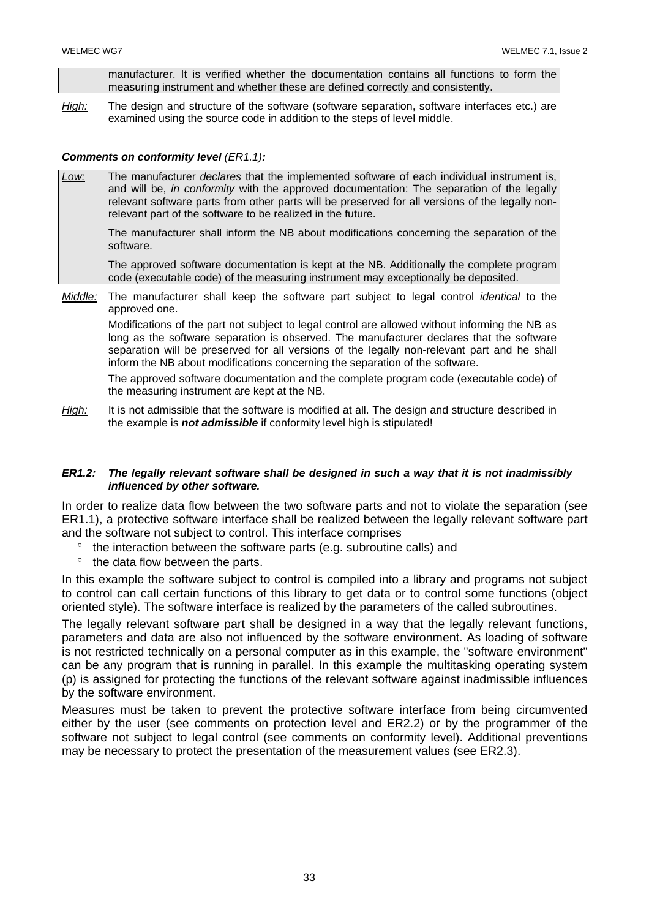manufacturer. It is verified whether the documentation contains all functions to form the measuring instrument and whether these are defined correctly and consistently.

*High:* The design and structure of the software (software separation, software interfaces etc.) are examined using the source code in addition to the steps of level middle.

***Comments on conformity level** (ER1.1)**:***

*Low:* The manufacturer *declares* that the implemented software of each individual instrument is, and will be, *in conformity* with the approved documentation: The separation of the legally relevant software parts from other parts will be preserved for all versions of the legally non-relevant part of the software to be realized in the future.

The manufacturer shall inform the NB about modifications concerning the separation of the software.

The approved software documentation is kept at the NB. Additionally the complete program code (executable code) of the measuring instrument may exceptionally be deposited.

*Middle:* The manufacturer shall keep the software part subject to legal control *identical* to the approved one.

Modifications of the part not subject to legal control are allowed without informing the NB as long as the software separation is observed. The manufacturer declares that the software separation will be preserved for all versions of the legally non-relevant part and he shall inform the NB about modifications concerning the separation of the software.

The approved software documentation and the complete program code (executable code) of the measuring instrument are kept at the NB.

*High:* It is not admissible that the software is modified at all. The design and structure described in the example is ***not admissible*** if conformity level high is stipulated!

***ER1.2: The legally relevant software shall be designed in such a way that it is not inadmissibly influenced by other software.***

In order to realize data flow between the two software parts and not to violate the separation (see ER1.1), a protective software interface shall be realized between the legally relevant software part and the software not subject to control. This interface comprises

- the interaction between the software parts (e.g. subroutine calls) and
- the data flow between the parts.

In this example the software subject to control is compiled into a library and programs not subject to control can call certain functions of this library to get data or to control some functions (object oriented style). The software interface is realized by the parameters of the called subroutines.

The legally relevant software part shall be designed in a way that the legally relevant functions, parameters and data are also not influenced by the software environment. As loading of software is not restricted technically on a personal computer as in this example, the "software environment" can be any program that is running in parallel. In this example the multitasking operating system (p) is assigned for protecting the functions of the relevant software against inadmissible influences by the software environment.

Measures must be taken to prevent the protective software interface from being circumvented either by the user (see comments on protection level and ER2.2) or by the programmer of the software not subject to legal control (see comments on conformity level). Additional preventions may be necessary to protect the presentation of the measurement values (see ER2.3).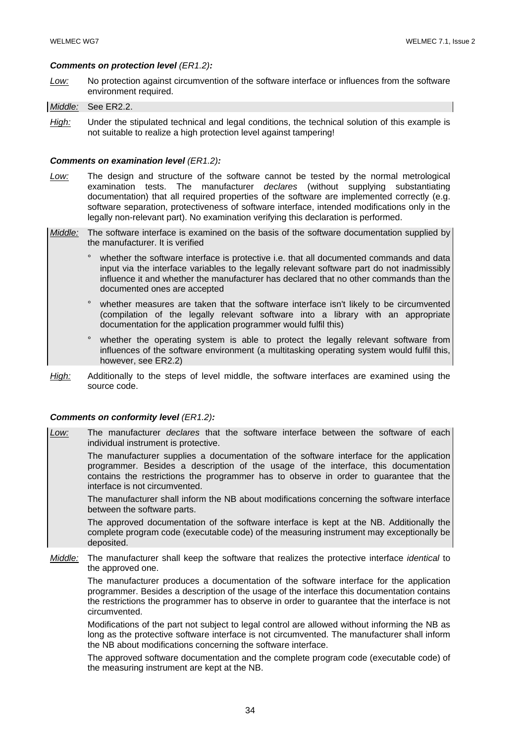***Comments on protection level** (ER1.2)**:***

*Low:* No protection against circumvention of the software interface or influences from the software environment required.

*Middle:* See ER2.2.

*High:* Under the stipulated technical and legal conditions, the technical solution of this example is not suitable to realize a high protection level against tampering!

***Comments on examination level** (ER1.2)**:***

*Low:* The design and structure of the software cannot be tested by the normal metrological examination tests. The manufacturer *declares* (without supplying substantiating documentation) that all required properties of the software are implemented correctly (e.g. software separation, protectiveness of software interface, intended modifications only in the legally non-relevant part). No examination verifying this declaration is performed.

*Middle:* The software interface is examined on the basis of the software documentation supplied by the manufacturer. It is verified

- ° whether the software interface is protective i.e. that all documented commands and data input via the interface variables to the legally relevant software part do not inadmissibly influence it and whether the manufacturer has declared that no other commands than the documented ones are accepted
- ° whether measures are taken that the software interface isn't likely to be circumvented (compilation of the legally relevant software into a library with an appropriate documentation for the application programmer would fulfil this)
- ° whether the operating system is able to protect the legally relevant software from influences of the software environment (a multitasking operating system would fulfil this, however, see ER2.2)

*High:* Additionally to the steps of level middle, the software interfaces are examined using the source code.

***Comments on conformity level** (ER1.2)**:***

*Low:* The manufacturer *declares* that the software interface between the software of each individual instrument is protective.

The manufacturer supplies a documentation of the software interface for the application programmer. Besides a description of the usage of the interface, this documentation contains the restrictions the programmer has to observe in order to guarantee that the interface is not circumvented.

The manufacturer shall inform the NB about modifications concerning the software interface between the software parts.

The approved documentation of the software interface is kept at the NB. Additionally the complete program code (executable code) of the measuring instrument may exceptionally be deposited.

*Middle:* The manufacturer shall keep the software that realizes the protective interface *identical* to the approved one.

The manufacturer produces a documentation of the software interface for the application programmer. Besides a description of the usage of the interface this documentation contains the restrictions the programmer has to observe in order to guarantee that the interface is not circumvented.

Modifications of the part not subject to legal control are allowed without informing the NB as long as the protective software interface is not circumvented. The manufacturer shall inform the NB about modifications concerning the software interface.

The approved software documentation and the complete program code (executable code) of the measuring instrument are kept at the NB.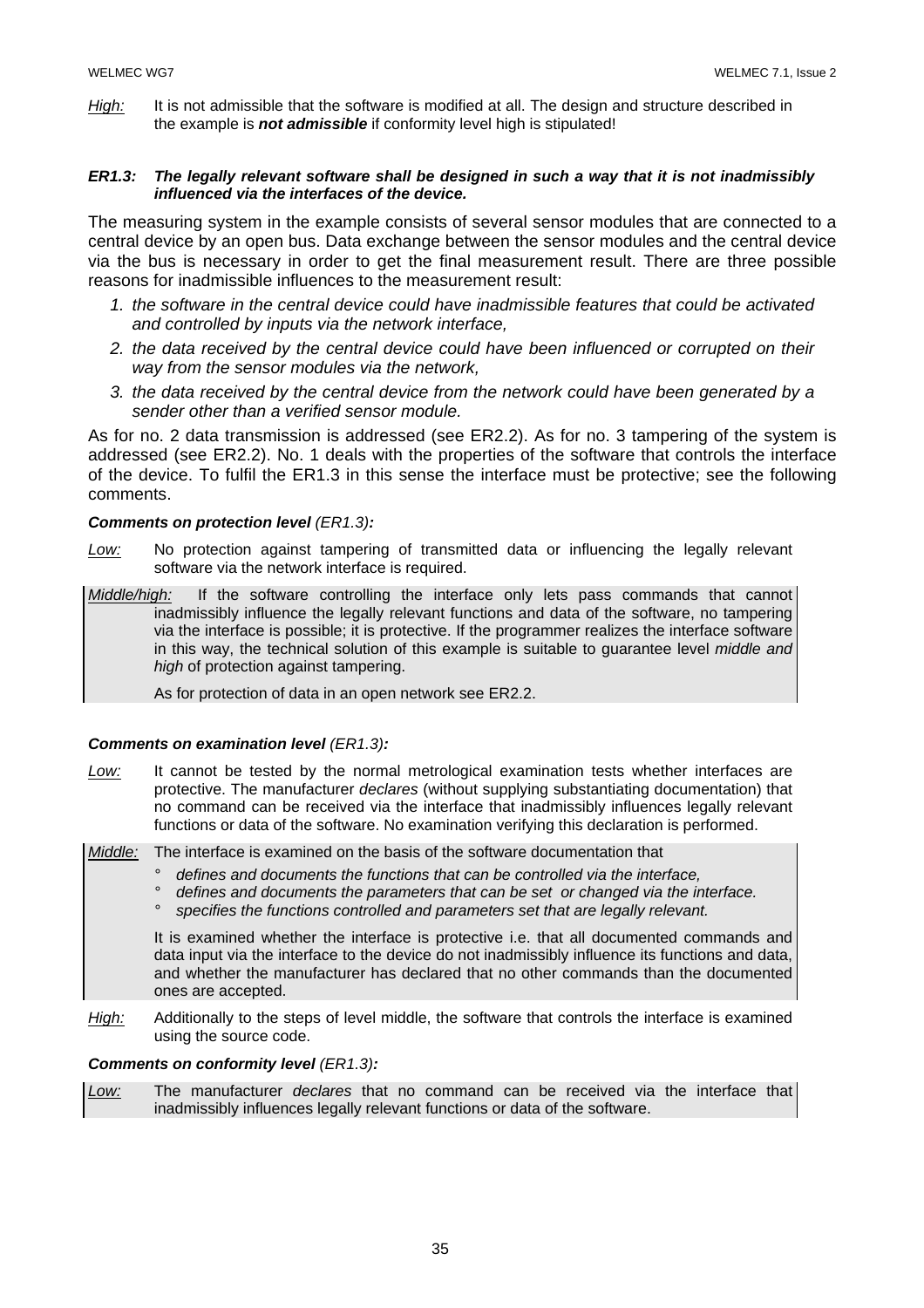*High:* It is not admissible that the software is modified at all. The design and structure described in the example is ***not admissible*** if conformity level high is stipulated!

***ER1.3: The legally relevant software shall be designed in such a way that it is not inadmissibly influenced via the interfaces of the device.***

The measuring system in the example consists of several sensor modules that are connected to a central device by an open bus. Data exchange between the sensor modules and the central device via the bus is necessary in order to get the final measurement result. There are three possible reasons for inadmissible influences to the measurement result:

1. *the software in the central device could have inadmissible features that could be activated and controlled by inputs via the network interface,*
2. *the data received by the central device could have been influenced or corrupted on their way from the sensor modules via the network,*
3. *the data received by the central device from the network could have been generated by a sender other than a verified sensor module.*

As for no. 2 data transmission is addressed (see ER2.2). As for no. 3 tampering of the system is addressed (see ER2.2). No. 1 deals with the properties of the software that controls the interface of the device. To fulfil the ER1.3 in this sense the interface must be protective; see the following comments.

***Comments on protection level** (ER1.3)**:***

*Low:* No protection against tampering of transmitted data or influencing the legally relevant software via the network interface is required.

*Middle/high:* If the software controlling the interface only lets pass commands that cannot inadmissibly influence the legally relevant functions and data of the software, no tampering via the interface is possible; it is protective. If the programmer realizes the interface software in this way, the technical solution of this example is suitable to guarantee level *middle and high* of protection against tampering.

As for protection of data in an open network see ER2.2.

***Comments on examination level** (ER1.3)**:***

*Low:* It cannot be tested by the normal metrological examination tests whether interfaces are protective. The manufacturer *declares* (without supplying substantiating documentation) that no command can be received via the interface that inadmissibly influences legally relevant functions or data of the software. No examination verifying this declaration is performed.

*Middle:* The interface is examined on the basis of the software documentation that

- *defines and documents the functions that can be controlled via the interface,*
- *defines and documents the parameters that can be set or changed via the interface.*
- *specifies the functions controlled and parameters set that are legally relevant.*

It is examined whether the interface is protective i.e. that all documented commands and data input via the interface to the device do not inadmissibly influence its functions and data, and whether the manufacturer has declared that no other commands than the documented ones are accepted.

*High:* Additionally to the steps of level middle, the software that controls the interface is examined using the source code.

***Comments on conformity level** (ER1.3)**:***

*Low:* The manufacturer *declares* that no command can be received via the interface that inadmissibly influences legally relevant functions or data of the software.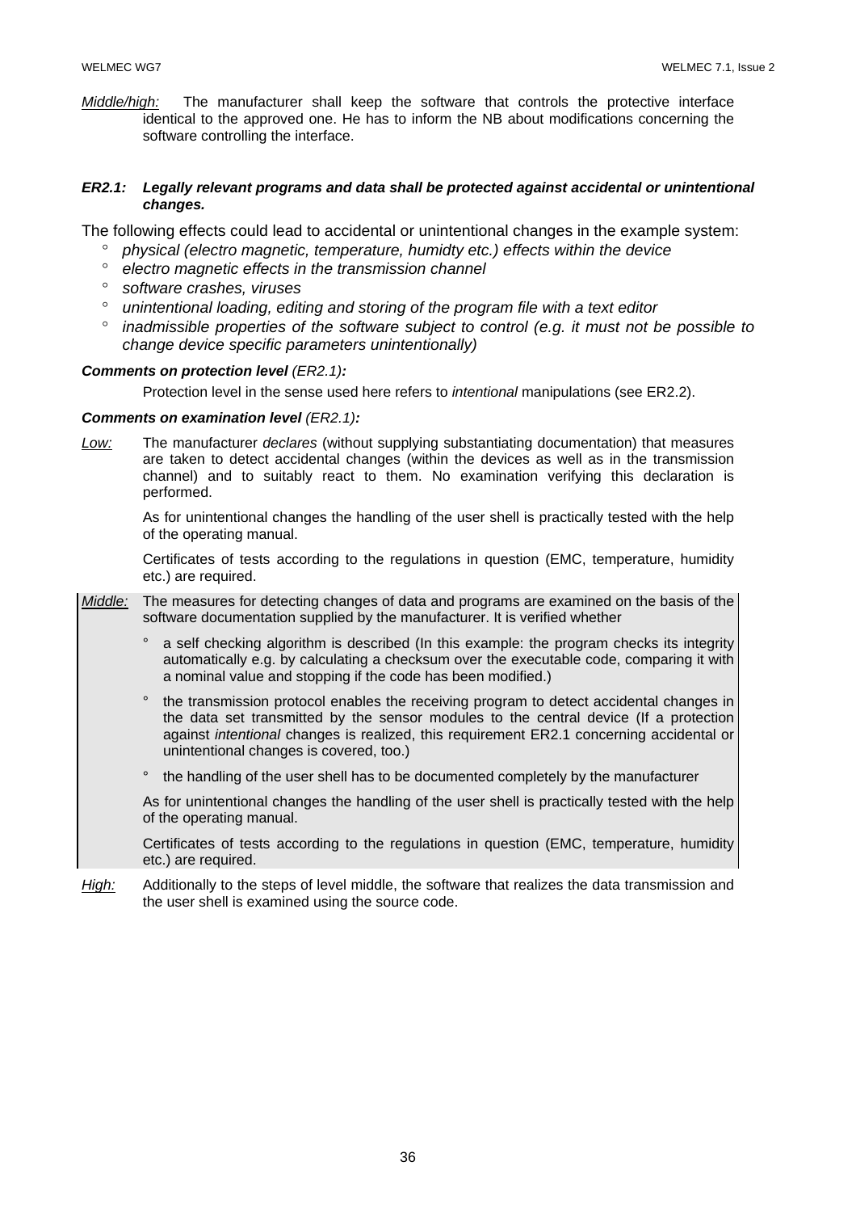*Middle/high:* The manufacturer shall keep the software that controls the protective interface identical to the approved one. He has to inform the NB about modifications concerning the software controlling the interface.

***ER2.1: Legally relevant programs and data shall be protected against accidental or unintentional changes.***

The following effects could lead to accidental or unintentional changes in the example system:

- *physical (electro magnetic, temperature, humidty etc.) effects within the device*
- *electro magnetic effects in the transmission channel*
- *software crashes, viruses*
- *unintentional loading, editing and storing of the program file with a text editor*
- *inadmissible properties of the software subject to control (e.g. it must not be possible to change device specific parameters unintentionally)*

***Comments on protection level** (ER2.1)**:***

Protection level in the sense used here refers to *intentional* manipulations (see ER2.2).

***Comments on examination level** (ER2.1)**:***

*Low:* The manufacturer *declares* (without supplying substantiating documentation) that measures are taken to detect accidental changes (within the devices as well as in the transmission channel) and to suitably react to them. No examination verifying this declaration is performed.

As for unintentional changes the handling of the user shell is practically tested with the help of the operating manual.

Certificates of tests according to the regulations in question (EMC, temperature, humidity etc.) are required.

*Middle:* The measures for detecting changes of data and programs are examined on the basis of the software documentation supplied by the manufacturer. It is verified whether

- a self checking algorithm is described (In this example: the program checks its integrity automatically e.g. by calculating a checksum over the executable code, comparing it with a nominal value and stopping if the code has been modified.)
- the transmission protocol enables the receiving program to detect accidental changes in the data set transmitted by the sensor modules to the central device (If a protection against *intentional* changes is realized, this requirement ER2.1 concerning accidental or unintentional changes is covered, too.)
- the handling of the user shell has to be documented completely by the manufacturer

As for unintentional changes the handling of the user shell is practically tested with the help of the operating manual.

Certificates of tests according to the regulations in question (EMC, temperature, humidity etc.) are required.

*High:* Additionally to the steps of level middle, the software that realizes the data transmission and the user shell is examined using the source code.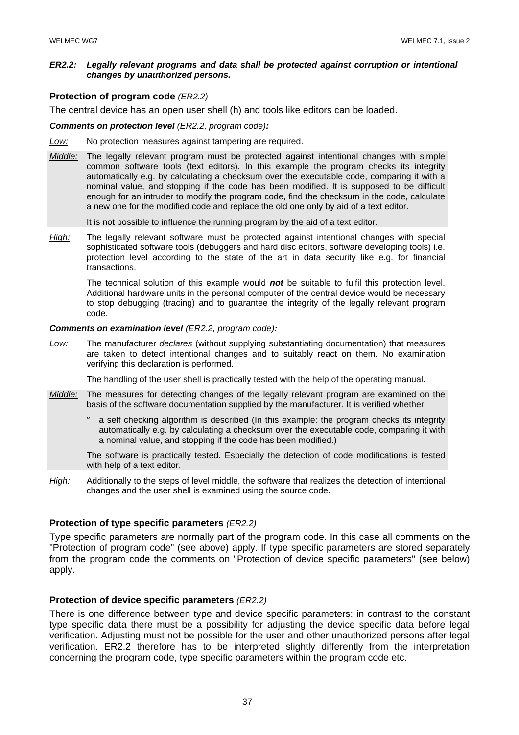***ER2.2: Legally relevant programs and data shall be protected against corruption or intentional changes by unauthorized persons.***

### **Protection of program code** *(ER2.2)*

The central device has an open user shell (h) and tools like editors can be loaded.

***Comments on protection level*** *(ER2.2, program code)**:***

*Low:* No protection measures against tampering are required.

*Middle:* The legally relevant program must be protected against intentional changes with simple common software tools (text editors). In this example the program checks its integrity automatically e.g. by calculating a checksum over the executable code, comparing it with a nominal value, and stopping if the code has been modified. It is supposed to be difficult enough for an intruder to modify the program code, find the checksum in the code, calculate a new one for the modified code and replace the old one only by aid of a text editor.

It is not possible to influence the running program by the aid of a text editor.

*High:* The legally relevant software must be protected against intentional changes with special sophisticated software tools (debuggers and hard disc editors, software developing tools) i.e. protection level according to the state of the art in data security like e.g. for financial transactions.

The technical solution of this example would ***not*** be suitable to fulfil this protection level. Additional hardware units in the personal computer of the central device would be necessary to stop debugging (tracing) and to guarantee the integrity of the legally relevant program code.

***Comments on examination level*** *(ER2.2, program code)**:***

*Low:* The manufacturer *declares* (without supplying substantiating documentation) that measures are taken to detect intentional changes and to suitably react on them. No examination verifying this declaration is performed.

The handling of the user shell is practically tested with the help of the operating manual.

*Middle:* The measures for detecting changes of the legally relevant program are examined on the basis of the software documentation supplied by the manufacturer. It is verified whether

° a self checking algorithm is described (In this example: the program checks its integrity automatically e.g. by calculating a checksum over the executable code, comparing it with a nominal value, and stopping if the code has been modified.)

The software is practically tested. Especially the detection of code modifications is tested with help of a text editor.

*High:* Additionally to the steps of level middle, the software that realizes the detection of intentional changes and the user shell is examined using the source code.

### **Protection of type specific parameters** *(ER2.2)*

Type specific parameters are normally part of the program code. In this case all comments on the "Protection of program code" (see above) apply. If type specific parameters are stored separately from the program code the comments on "Protection of device specific parameters" (see below) apply.

### **Protection of device specific parameters** *(ER2.2)*

There is one difference between type and device specific parameters: in contrast to the constant type specific data there must be a possibility for adjusting the device specific data before legal verification. Adjusting must not be possible for the user and other unauthorized persons after legal verification. ER2.2 therefore has to be interpreted slightly differently from the interpretation concerning the program code, type specific parameters within the program code etc.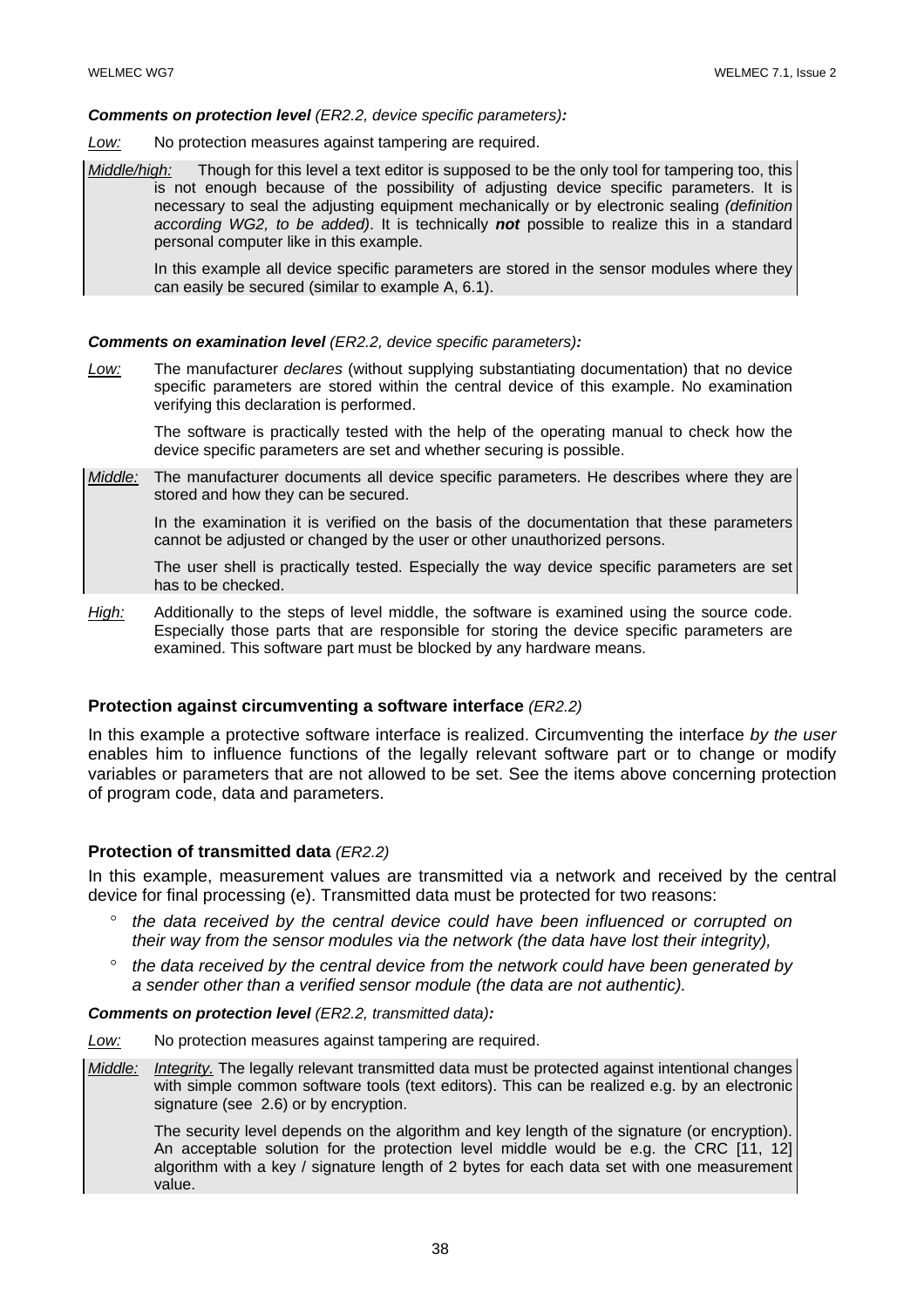***Comments on protection level*** *(ER2.2, device specific parameters)**:***

*Low:* No protection measures against tampering are required.

*Middle/high:* Though for this level a text editor is supposed to be the only tool for tampering too, this is not enough because of the possibility of adjusting device specific parameters. It is necessary to seal the adjusting equipment mechanically or by electronic sealing *(definition according WG2, to be added)*. It is technically ***not*** possible to realize this in a standard personal computer like in this example.

In this example all device specific parameters are stored in the sensor modules where they can easily be secured (similar to example A, 6.1).

***Comments on examination level*** *(ER2.2, device specific parameters)**:***

*Low:* The manufacturer *declares* (without supplying substantiating documentation) that no device specific parameters are stored within the central device of this example. No examination verifying this declaration is performed.

The software is practically tested with the help of the operating manual to check how the device specific parameters are set and whether securing is possible.

*Middle:* The manufacturer documents all device specific parameters. He describes where they are stored and how they can be secured.

In the examination it is verified on the basis of the documentation that these parameters cannot be adjusted or changed by the user or other unauthorized persons.

The user shell is practically tested. Especially the way device specific parameters are set has to be checked.

*High:* Additionally to the steps of level middle, the software is examined using the source code. Especially those parts that are responsible for storing the device specific parameters are examined. This software part must be blocked by any hardware means.

**Protection against circumventing a software interface** *(ER2.2)*

In this example a protective software interface is realized. Circumventing the interface *by the user* enables him to influence functions of the legally relevant software part or to change or modify variables or parameters that are not allowed to be set. See the items above concerning protection of program code, data and parameters.

**Protection of transmitted data** *(ER2.2)*

In this example, measurement values are transmitted via a network and received by the central device for final processing (e). Transmitted data must be protected for two reasons:

- *the data received by the central device could have been influenced or corrupted on their way from the sensor modules via the network (the data have lost their integrity),*
- *the data received by the central device from the network could have been generated by a sender other than a verified sensor module (the data are not authentic).*

***Comments on protection level*** *(ER2.2, transmitted data)**:***

*Low:* No protection measures against tampering are required.

*Middle:* *Integrity.* The legally relevant transmitted data must be protected against intentional changes with simple common software tools (text editors). This can be realized e.g. by an electronic signature (see 2.6) or by encryption.

The security level depends on the algorithm and key length of the signature (or encryption). An acceptable solution for the protection level middle would be e.g. the CRC [11, 12] algorithm with a key / signature length of 2 bytes for each data set with one measurement value.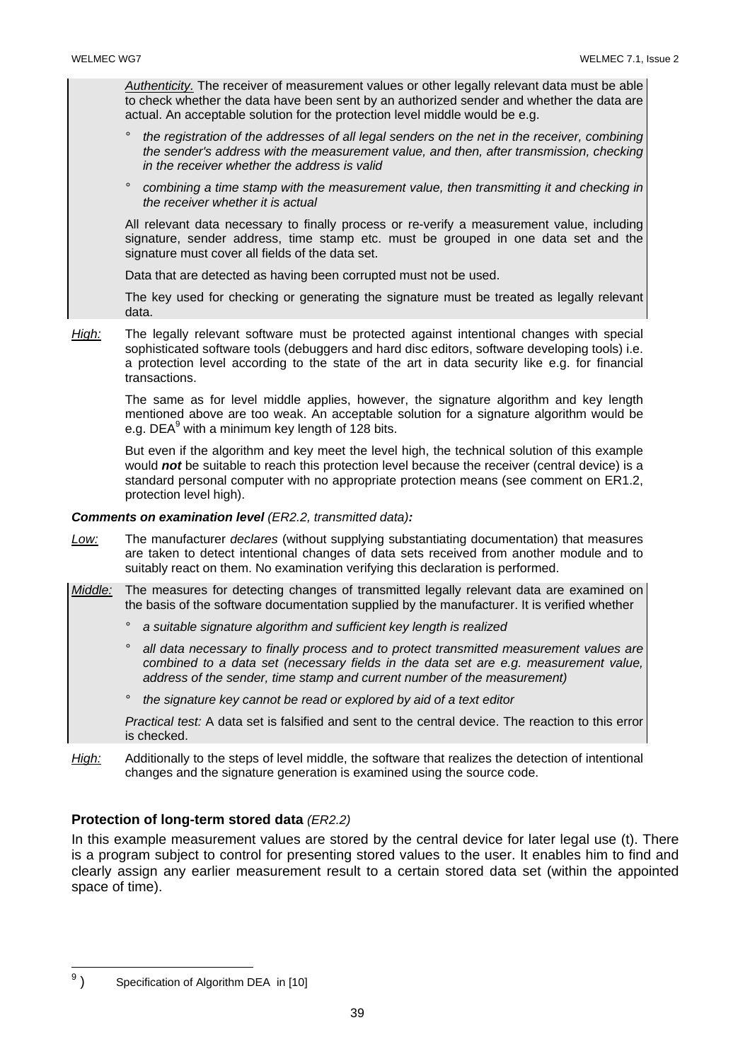*Authenticity.* The receiver of measurement values or other legally relevant data must be able to check whether the data have been sent by an authorized sender and whether the data are actual. An acceptable solution for the protection level middle would be e.g.

- *the registration of the addresses of all legal senders on the net in the receiver, combining the sender's address with the measurement value, and then, after transmission, checking in the receiver whether the address is valid*
- *combining a time stamp with the measurement value, then transmitting it and checking in the receiver whether it is actual*

All relevant data necessary to finally process or re-verify a measurement value, including signature, sender address, time stamp etc. must be grouped in one data set and the signature must cover all fields of the data set.

Data that are detected as having been corrupted must not be used.

The key used for checking or generating the signature must be treated as legally relevant data.

*High:* The legally relevant software must be protected against intentional changes with special sophisticated software tools (debuggers and hard disc editors, software developing tools) i.e. a protection level according to the state of the art in data security like e.g. for financial transactions.

The same as for level middle applies, however, the signature algorithm and key length mentioned above are too weak. An acceptable solution for a signature algorithm would be e.g. DEA[9] with a minimum key length of 128 bits.

But even if the algorithm and key meet the level high, the technical solution of this example would ***not*** be suitable to reach this protection level because the receiver (central device) is a standard personal computer with no appropriate protection means (see comment on ER1.2, protection level high).

***Comments on examination level** (ER2.2, transmitted data)**:***

*Low:* The manufacturer *declares* (without supplying substantiating documentation) that measures are taken to detect intentional changes of data sets received from another module and to suitably react on them. No examination verifying this declaration is performed.

*Middle:* The measures for detecting changes of transmitted legally relevant data are examined on the basis of the software documentation supplied by the manufacturer. It is verified whether

- *a suitable signature algorithm and sufficient key length is realized*
- *all data necessary to finally process and to protect transmitted measurement values are combined to a data set (necessary fields in the data set are e.g. measurement value, address of the sender, time stamp and current number of the measurement)*
- *the signature key cannot be read or explored by aid of a text editor*

*Practical test:* A data set is falsified and sent to the central device. The reaction to this error is checked.

*High:* Additionally to the steps of level middle, the software that realizes the detection of intentional changes and the signature generation is examined using the source code.

### Protection of long-term stored data *(ER2.2)*

In this example measurement values are stored by the central device for later legal use (t). There is a program subject to control for presenting stored values to the user. It enables him to find and clearly assign any earlier measurement result to a certain stored data set (within the appointed space of time).

---

[9]) Specification of Algorithm DEA in [10]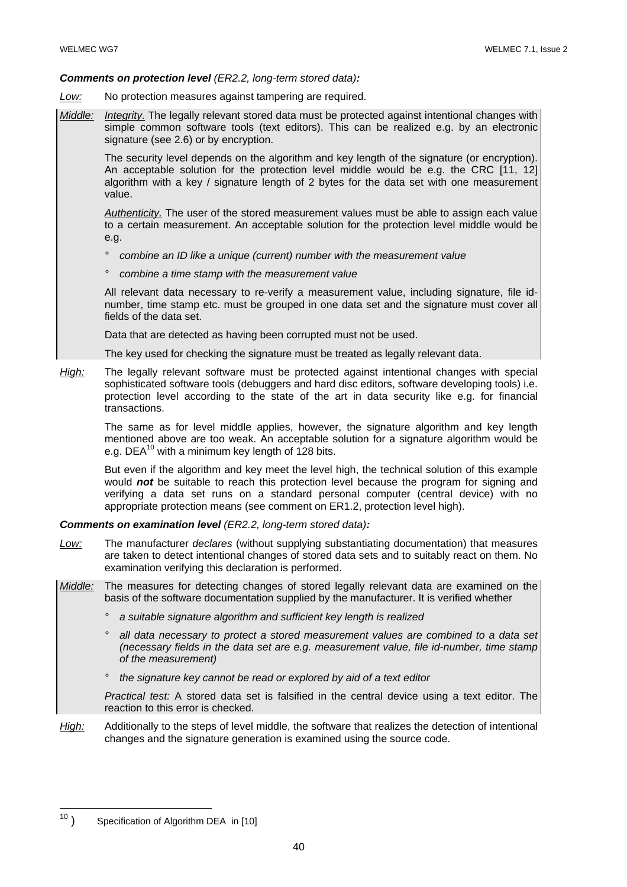***Comments on protection level** (ER2.2, long-term stored data)**:***

*Low:* No protection measures against tampering are required.

*Middle:* *Integrity.* The legally relevant stored data must be protected against intentional changes with simple common software tools (text editors). This can be realized e.g. by an electronic signature (see 2.6) or by encryption.

The security level depends on the algorithm and key length of the signature (or encryption). An acceptable solution for the protection level middle would be e.g. the CRC [11, 12] algorithm with a key / signature length of 2 bytes for the data set with one measurement value.

*Authenticity.* The user of the stored measurement values must be able to assign each value to a certain measurement. An acceptable solution for the protection level middle would be e.g.

- *combine an ID like a unique (current) number with the measurement value*
- *combine a time stamp with the measurement value*

All relevant data necessary to re-verify a measurement value, including signature, file id-number, time stamp etc. must be grouped in one data set and the signature must cover all fields of the data set.

Data that are detected as having been corrupted must not be used.

The key used for checking the signature must be treated as legally relevant data.

*High:* The legally relevant software must be protected against intentional changes with special sophisticated software tools (debuggers and hard disc editors, software developing tools) i.e. protection level according to the state of the art in data security like e.g. for financial transactions.

The same as for level middle applies, however, the signature algorithm and key length mentioned above are too weak. An acceptable solution for a signature algorithm would be e.g. DEA[10] with a minimum key length of 128 bits.

But even if the algorithm and key meet the level high, the technical solution of this example would ***not*** be suitable to reach this protection level because the program for signing and verifying a data set runs on a standard personal computer (central device) with no appropriate protection means (see comment on ER1.2, protection level high).

***Comments on examination level** (ER2.2, long-term stored data)**:***

*Low:* The manufacturer *declares* (without supplying substantiating documentation) that measures are taken to detect intentional changes of stored data sets and to suitably react on them. No examination verifying this declaration is performed.

*Middle:* The measures for detecting changes of stored legally relevant data are examined on the basis of the software documentation supplied by the manufacturer. It is verified whether

- *a suitable signature algorithm and sufficient key length is realized*
- *all data necessary to protect a stored measurement values are combined to a data set (necessary fields in the data set are e.g. measurement value, file id-number, time stamp of the measurement)*
- *the signature key cannot be read or explored by aid of a text editor*

*Practical test:* A stored data set is falsified in the central device using a text editor. The reaction to this error is checked.

*High:* Additionally to the steps of level middle, the software that realizes the detection of intentional changes and the signature generation is examined using the source code.

---

[10] ) Specification of Algorithm DEA in [10]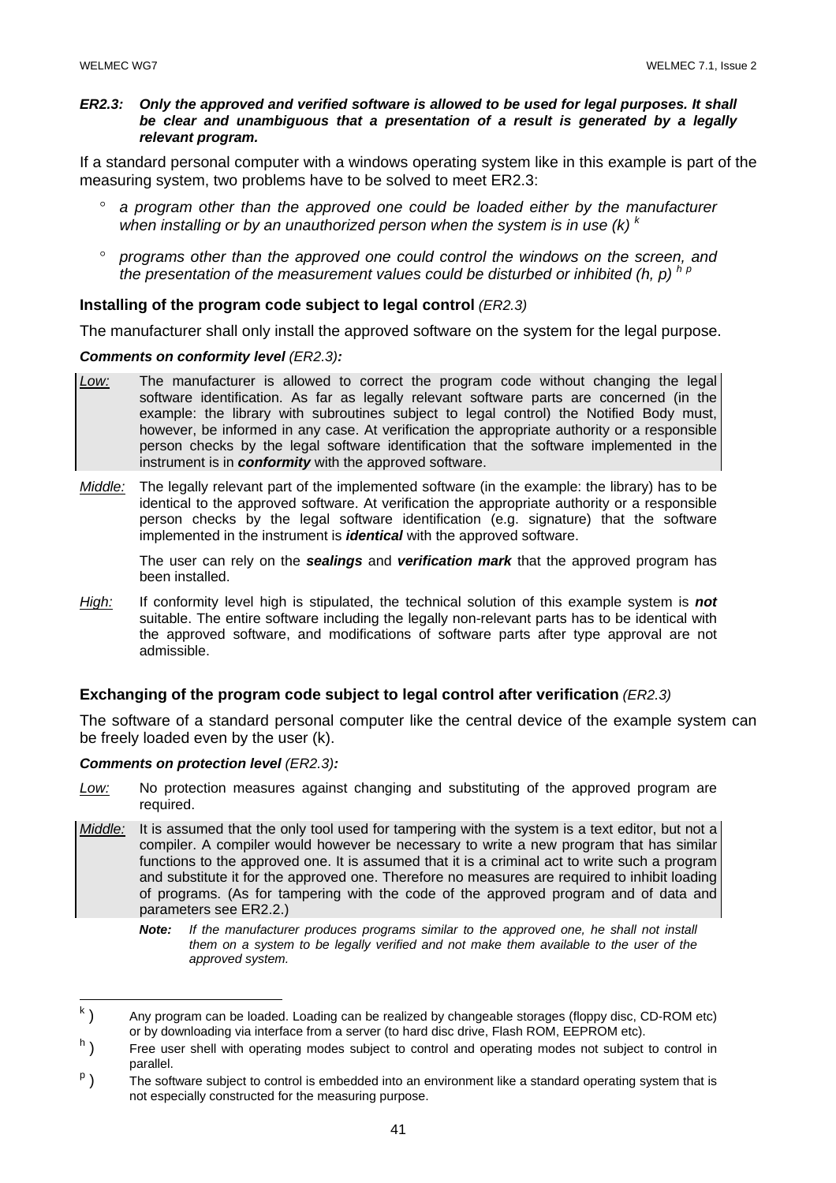***ER2.3: Only the approved and verified software is allowed to be used for legal purposes. It shall be clear and unambiguous that a presentation of a result is generated by a legally relevant program.***

If a standard personal computer with a windows operating system like in this example is part of the measuring system, two problems have to be solved to meet ER2.3:

- *a program other than the approved one could be loaded either by the manufacturer when installing or by an unauthorized person when the system is in use (k)* [k]
- *programs other than the approved one could control the windows on the screen, and the presentation of the measurement values could be disturbed or inhibited (h, p)* [h p]

**Installing of the program code subject to legal control** *(ER2.3)*

The manufacturer shall only install the approved software on the system for the legal purpose.

***Comments on conformity level** (ER2.3)**:***

*Low:* The manufacturer is allowed to correct the program code without changing the legal software identification. As far as legally relevant software parts are concerned (in the example: the library with subroutines subject to legal control) the Notified Body must, however, be informed in any case. At verification the appropriate authority or a responsible person checks by the legal software identification that the software implemented in the instrument is in ***conformity*** with the approved software.

*Middle:* The legally relevant part of the implemented software (in the example: the library) has to be identical to the approved software. At verification the appropriate authority or a responsible person checks by the legal software identification (e.g. signature) that the software implemented in the instrument is ***identical*** with the approved software.

The user can rely on the ***sealings*** and ***verification mark*** that the approved program has been installed.

*High:* If conformity level high is stipulated, the technical solution of this example system is ***not*** suitable. The entire software including the legally non-relevant parts has to be identical with the approved software, and modifications of software parts after type approval are not admissible.

**Exchanging of the program code subject to legal control after verification** *(ER2.3)*

The software of a standard personal computer like the central device of the example system can be freely loaded even by the user (k).

***Comments on protection level** (ER2.3)**:***

*Low:* No protection measures against changing and substituting of the approved program are required.

*Middle:* It is assumed that the only tool used for tampering with the system is a text editor, but not a compiler. A compiler would however be necessary to write a new program that has similar functions to the approved one. It is assumed that it is a criminal act to write such a program and substitute it for the approved one. Therefore no measures are required to inhibit loading of programs. (As for tampering with the code of the approved program and of data and parameters see ER2.2.)

> ***Note:*** *If the manufacturer produces programs similar to the approved one, he shall not install them on a system to be legally verified and not make them available to the user of the approved system.*

---

[k] ) Any program can be loaded. Loading can be realized by changeable storages (floppy disc, CD-ROM etc) or by downloading via interface from a server (to hard disc drive, Flash ROM, EEPROM etc).

[h] ) Free user shell with operating modes subject to control and operating modes not subject to control in parallel.

[p] ) The software subject to control is embedded into an environment like a standard operating system that is not especially constructed for the measuring purpose.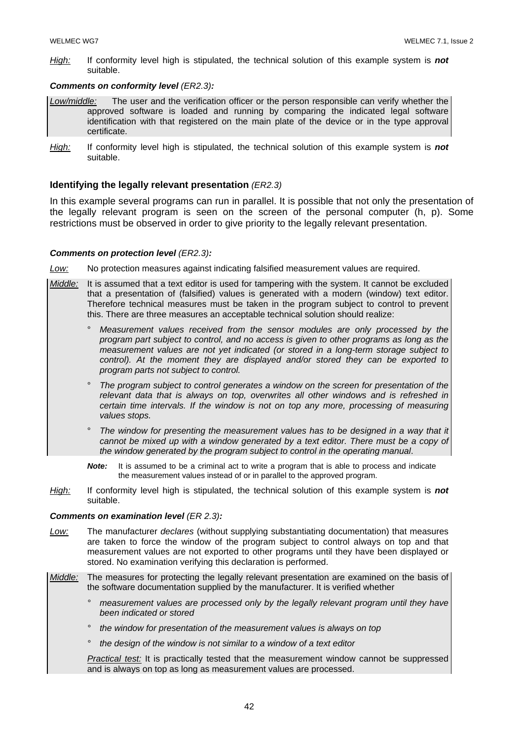*High:* If conformity level high is stipulated, the technical solution of this example system is ***not*** suitable.

***Comments on conformity level** (ER2.3)**:***

*Low/middle:* The user and the verification officer or the person responsible can verify whether the approved software is loaded and running by comparing the indicated legal software identification with that registered on the main plate of the device or in the type approval certificate.

*High:* If conformity level high is stipulated, the technical solution of this example system is ***not*** suitable.

### Identifying the legally relevant presentation *(ER2.3)*

In this example several programs can run in parallel. It is possible that not only the presentation of the legally relevant program is seen on the screen of the personal computer (h, p). Some restrictions must be observed in order to give priority to the legally relevant presentation.

***Comments on protection level** (ER2.3)**:***

*Low:* No protection measures against indicating falsified measurement values are required.

*Middle:* It is assumed that a text editor is used for tampering with the system. It cannot be excluded that a presentation of (falsified) values is generated with a modern (window) text editor. Therefore technical measures must be taken in the program subject to control to prevent this. There are three measures an acceptable technical solution should realize:

- *Measurement values received from the sensor modules are only processed by the program part subject to control, and no access is given to other programs as long as the measurement values are not yet indicated (or stored in a long-term storage subject to control). At the moment they are displayed and/or stored they can be exported to program parts not subject to control.*
- *The program subject to control generates a window on the screen for presentation of the relevant data that is always on top, overwrites all other windows and is refreshed in certain time intervals. If the window is not on top any more, processing of measuring values stops.*
- *The window for presenting the measurement values has to be designed in a way that it cannot be mixed up with a window generated by a text editor. There must be a copy of the window generated by the program subject to control in the operating manual.*

***Note:*** It is assumed to be a criminal act to write a program that is able to process and indicate the measurement values instead of or in parallel to the approved program.

*High:* If conformity level high is stipulated, the technical solution of this example system is ***not*** suitable.

***Comments on examination level** (ER 2.3)**:***

*Low:* The manufacturer *declares* (without supplying substantiating documentation) that measures are taken to force the window of the program subject to control always on top and that measurement values are not exported to other programs until they have been displayed or stored. No examination verifying this declaration is performed.

*Middle:* The measures for protecting the legally relevant presentation are examined on the basis of the software documentation supplied by the manufacturer. It is verified whether

- *measurement values are processed only by the legally relevant program until they have been indicated or stored*
- *the window for presentation of the measurement values is always on top*
- *the design of the window is not similar to a window of a text editor*

*Practical test:* It is practically tested that the measurement window cannot be suppressed and is always on top as long as measurement values are processed.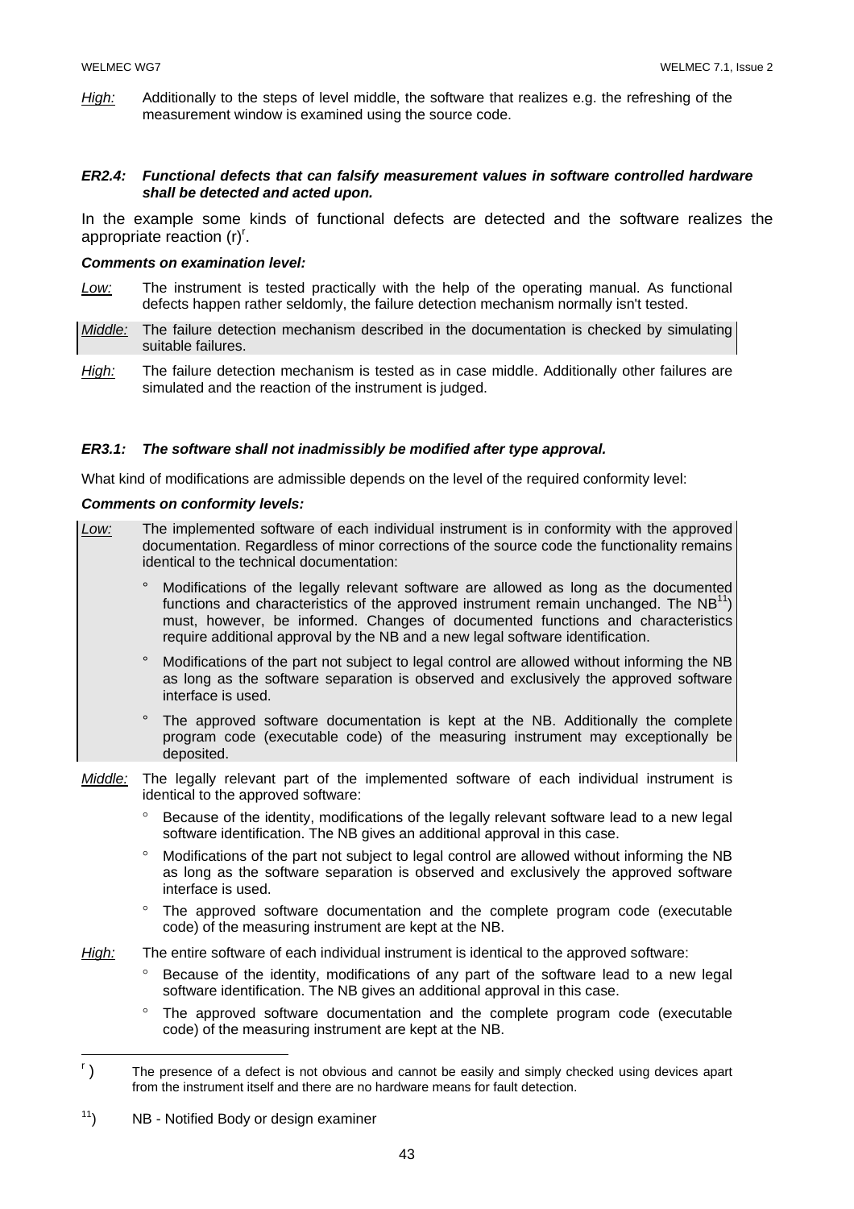*High:* Additionally to the steps of level middle, the software that realizes e.g. the refreshing of the measurement window is examined using the source code.

***ER2.4: Functional defects that can falsify measurement values in software controlled hardware shall be detected and acted upon.***

In the example some kinds of functional defects are detected and the software realizes the appropriate reaction (r)[r].

***Comments on examination level:***

*Low:* The instrument is tested practically with the help of the operating manual. As functional defects happen rather seldomly, the failure detection mechanism normally isn't tested.

*Middle:* The failure detection mechanism described in the documentation is checked by simulating suitable failures.

*High:* The failure detection mechanism is tested as in case middle. Additionally other failures are simulated and the reaction of the instrument is judged.

***ER3.1: The software shall not inadmissibly be modified after type approval.***

What kind of modifications are admissible depends on the level of the required conformity level:

***Comments on conformity levels:***

*Low:* The implemented software of each individual instrument is in conformity with the approved documentation. Regardless of minor corrections of the source code the functionality remains identical to the technical documentation:

- Modifications of the legally relevant software are allowed as long as the documented functions and characteristics of the approved instrument remain unchanged. The NB[11]) must, however, be informed. Changes of documented functions and characteristics require additional approval by the NB and a new legal software identification.
- Modifications of the part not subject to legal control are allowed without informing the NB as long as the software separation is observed and exclusively the approved software interface is used.
- The approved software documentation is kept at the NB. Additionally the complete program code (executable code) of the measuring instrument may exceptionally be deposited.

*Middle:* The legally relevant part of the implemented software of each individual instrument is identical to the approved software:

- Because of the identity, modifications of the legally relevant software lead to a new legal software identification. The NB gives an additional approval in this case.
- Modifications of the part not subject to legal control are allowed without informing the NB as long as the software separation is observed and exclusively the approved software interface is used.
- The approved software documentation and the complete program code (executable code) of the measuring instrument are kept at the NB.

*High:* The entire software of each individual instrument is identical to the approved software:

- Because of the identity, modifications of any part of the software lead to a new legal software identification. The NB gives an additional approval in this case.
- The approved software documentation and the complete program code (executable code) of the measuring instrument are kept at the NB.

---

[r]) The presence of a defect is not obvious and cannot be easily and simply checked using devices apart from the instrument itself and there are no hardware means for fault detection.

[11]) NB - Notified Body or design examiner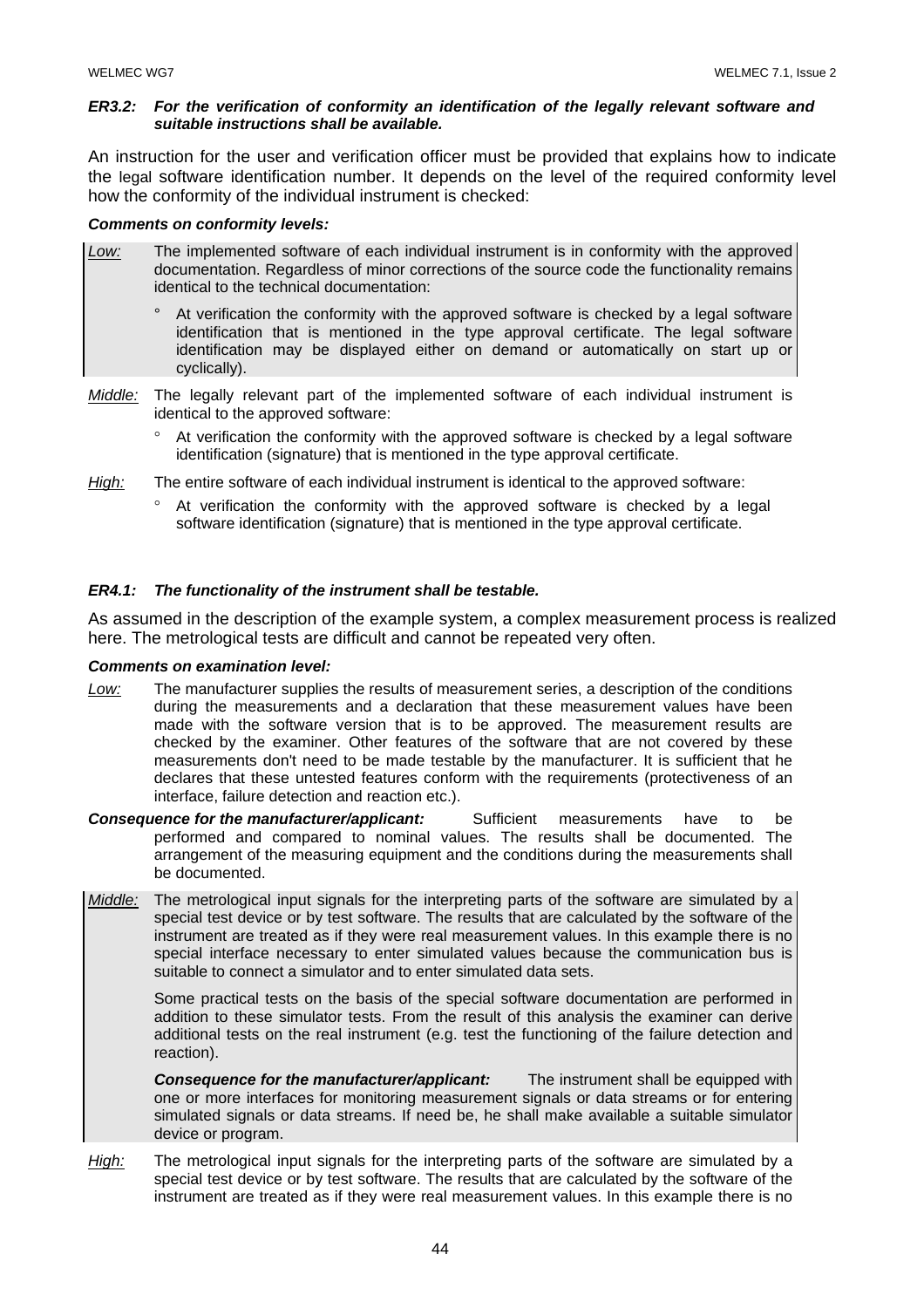***ER3.2: For the verification of conformity an identification of the legally relevant software and suitable instructions shall be available.***

An instruction for the user and verification officer must be provided that explains how to indicate the legal software identification number. It depends on the level of the required conformity level how the conformity of the individual instrument is checked:

***Comments on conformity levels:***

*Low:* The implemented software of each individual instrument is in conformity with the approved documentation. Regardless of minor corrections of the source code the functionality remains identical to the technical documentation:

- At verification the conformity with the approved software is checked by a legal software identification that is mentioned in the type approval certificate. The legal software identification may be displayed either on demand or automatically on start up or cyclically).

*Middle:* The legally relevant part of the implemented software of each individual instrument is identical to the approved software:

- At verification the conformity with the approved software is checked by a legal software identification (signature) that is mentioned in the type approval certificate.

*High:* The entire software of each individual instrument is identical to the approved software:

- At verification the conformity with the approved software is checked by a legal software identification (signature) that is mentioned in the type approval certificate.

***ER4.1: The functionality of the instrument shall be testable.***

As assumed in the description of the example system, a complex measurement process is realized here. The metrological tests are difficult and cannot be repeated very often.

***Comments on examination level:***

*Low:* The manufacturer supplies the results of measurement series, a description of the conditions during the measurements and a declaration that these measurement values have been made with the software version that is to be approved. The measurement results are checked by the examiner. Other features of the software that are not covered by these measurements don't need to be made testable by the manufacturer. It is sufficient that he declares that these untested features conform with the requirements (protectiveness of an interface, failure detection and reaction etc.).

***Consequence for the manufacturer/applicant:*** Sufficient measurements have to be performed and compared to nominal values. The results shall be documented. The arrangement of the measuring equipment and the conditions during the measurements shall be documented.

*Middle:* The metrological input signals for the interpreting parts of the software are simulated by a special test device or by test software. The results that are calculated by the software of the instrument are treated as if they were real measurement values. In this example there is no special interface necessary to enter simulated values because the communication bus is suitable to connect a simulator and to enter simulated data sets.

Some practical tests on the basis of the special software documentation are performed in addition to these simulator tests. From the result of this analysis the examiner can derive additional tests on the real instrument (e.g. test the functioning of the failure detection and reaction).

***Consequence for the manufacturer/applicant:*** The instrument shall be equipped with one or more interfaces for monitoring measurement signals or data streams or for entering simulated signals or data streams. If need be, he shall make available a suitable simulator device or program.

*High:* The metrological input signals for the interpreting parts of the software are simulated by a special test device or by test software. The results that are calculated by the software of the instrument are treated as if they were real measurement values. In this example there is no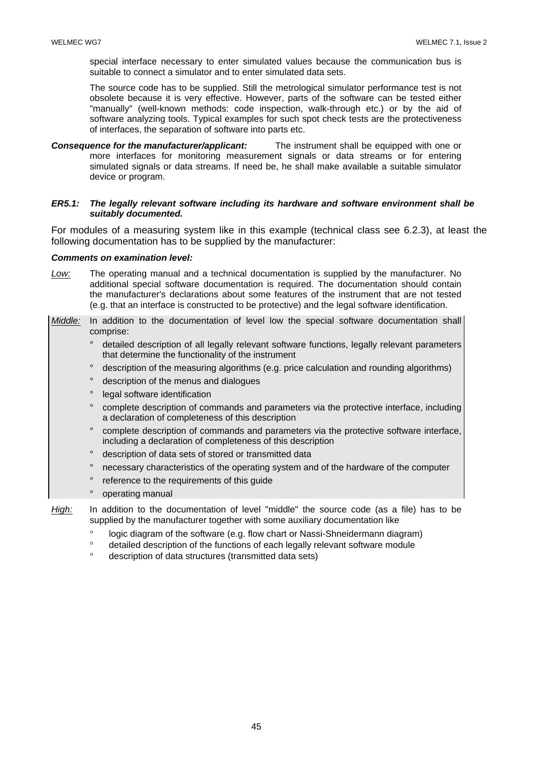special interface necessary to enter simulated values because the communication bus is suitable to connect a simulator and to enter simulated data sets.

The source code has to be supplied. Still the metrological simulator performance test is not obsolete because it is very effective. However, parts of the software can be tested either "manually" (well-known methods: code inspection, walk-through etc.) or by the aid of software analyzing tools. Typical examples for such spot check tests are the protectiveness of interfaces, the separation of software into parts etc.

***Consequence for the manufacturer/applicant:*** The instrument shall be equipped with one or more interfaces for monitoring measurement signals or data streams or for entering simulated signals or data streams. If need be, he shall make available a suitable simulator device or program.

***ER5.1: The legally relevant software including its hardware and software environment shall be suitably documented.***

For modules of a measuring system like in this example (technical class see 6.2.3), at least the following documentation has to be supplied by the manufacturer:

***Comments on examination level:***

*Low:* The operating manual and a technical documentation is supplied by the manufacturer. No additional special software documentation is required. The documentation should contain the manufacturer's declarations about some features of the instrument that are not tested (e.g. that an interface is constructed to be protective) and the legal software identification.

*Middle:* In addition to the documentation of level low the special software documentation shall comprise:

- detailed description of all legally relevant software functions, legally relevant parameters that determine the functionality of the instrument
- description of the measuring algorithms (e.g. price calculation and rounding algorithms)
- description of the menus and dialogues
- legal software identification
- complete description of commands and parameters via the protective interface, including a declaration of completeness of this description
- complete description of commands and parameters via the protective software interface, including a declaration of completeness of this description
- description of data sets of stored or transmitted data
- necessary characteristics of the operating system and of the hardware of the computer
- reference to the requirements of this guide
- operating manual

*High:* In addition to the documentation of level "middle" the source code (as a file) has to be supplied by the manufacturer together with some auxiliary documentation like

- logic diagram of the software (e.g. flow chart or Nassi-Shneidermann diagram)
- detailed description of the functions of each legally relevant software module
- description of data structures (transmitted data sets)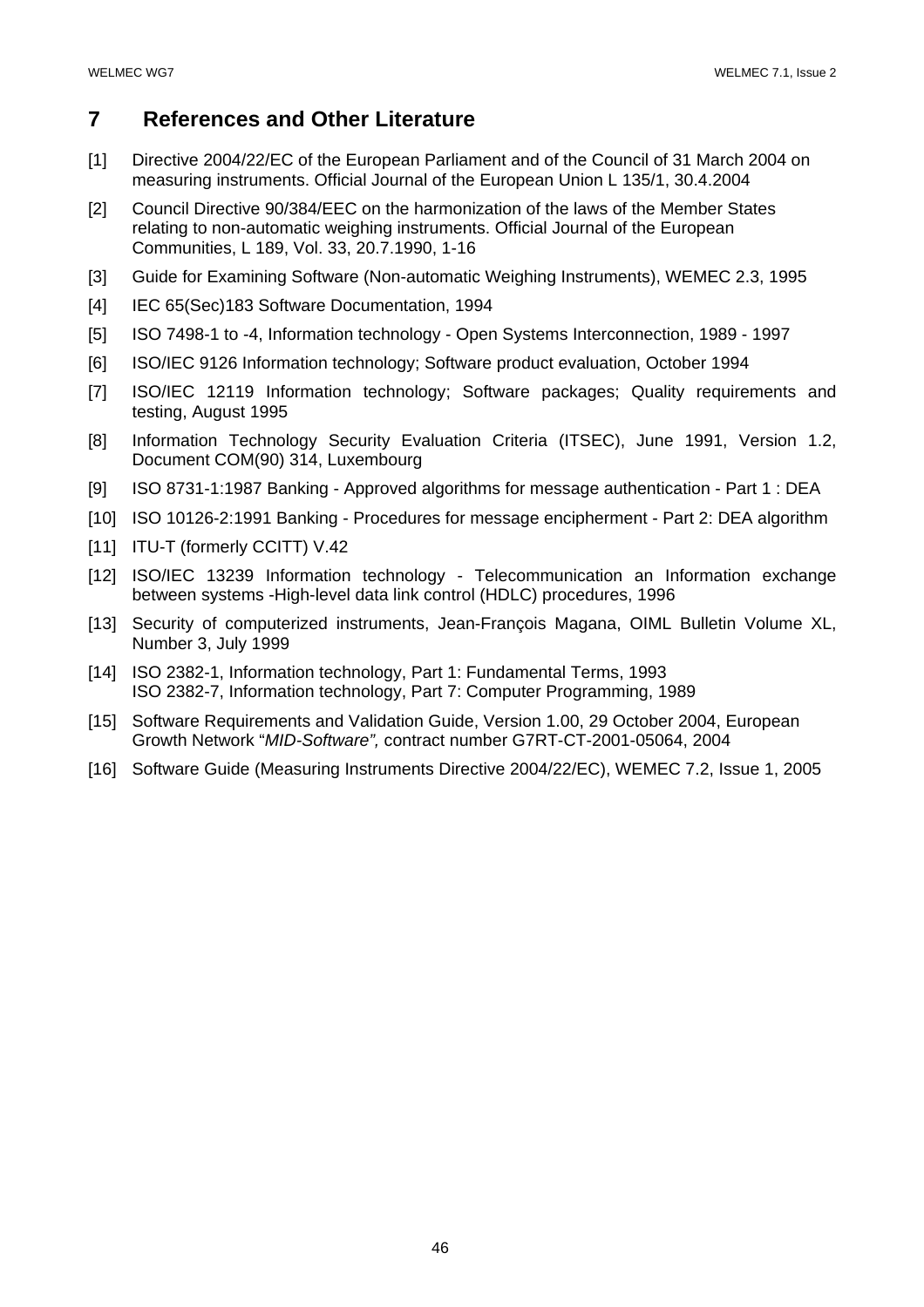# 7 References and Other Literature

[1] Directive 2004/22/EC of the European Parliament and of the Council of 31 March 2004 on measuring instruments. Official Journal of the European Union L 135/1, 30.4.2004

[2] Council Directive 90/384/EEC on the harmonization of the laws of the Member States relating to non-automatic weighing instruments. Official Journal of the European Communities, L 189, Vol. 33, 20.7.1990, 1-16

[3] Guide for Examining Software (Non-automatic Weighing Instruments), WEMEC 2.3, 1995

[4] IEC 65(Sec)183 Software Documentation, 1994

[5] ISO 7498-1 to -4, Information technology - Open Systems Interconnection, 1989 - 1997

[6] ISO/IEC 9126 Information technology; Software product evaluation, October 1994

[7] ISO/IEC 12119 Information technology; Software packages; Quality requirements and testing, August 1995

[8] Information Technology Security Evaluation Criteria (ITSEC), June 1991, Version 1.2, Document COM(90) 314, Luxembourg

[9] ISO 8731-1:1987 Banking - Approved algorithms for message authentication - Part 1 : DEA

[10] ISO 10126-2:1991 Banking - Procedures for message encipherment - Part 2: DEA algorithm

[11] ITU-T (formerly CCITT) V.42

[12] ISO/IEC 13239 Information technology - Telecommunication an Information exchange between systems -High-level data link control (HDLC) procedures, 1996

[13] Security of computerized instruments, Jean-François Magana, OIML Bulletin Volume XL, Number 3, July 1999

[14] ISO 2382-1, Information technology, Part 1: Fundamental Terms, 1993
ISO 2382-7, Information technology, Part 7: Computer Programming, 1989

[15] Software Requirements and Validation Guide, Version 1.00, 29 October 2004, European Growth Network "*MID-Software",* contract number G7RT-CT-2001-05064, 2004

[16] Software Guide (Measuring Instruments Directive 2004/22/EC), WEMEC 7.2, Issue 1, 2005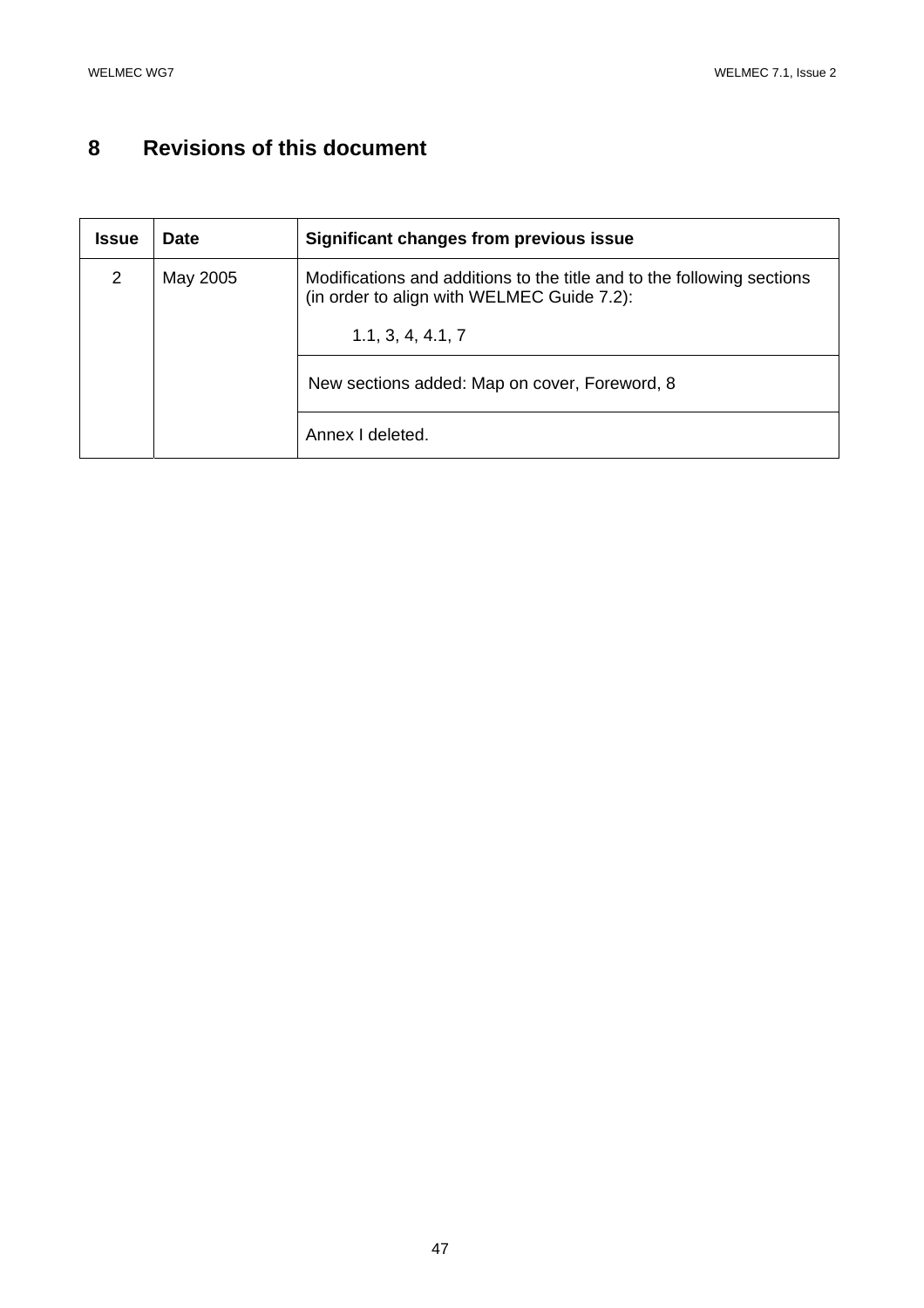# 8 Revisions of this document

| Issue | Date | Significant changes from previous issue |
|---|---|---|
| 2 | May 2005 | Modifications and additions to the title and to the following sections (in order to align with WELMEC Guide 7.2):<br><br>1.1, 3, 4, 4.1, 7 |
| | | New sections added: Map on cover, Foreword, 8 |
| | | Annex I deleted. |